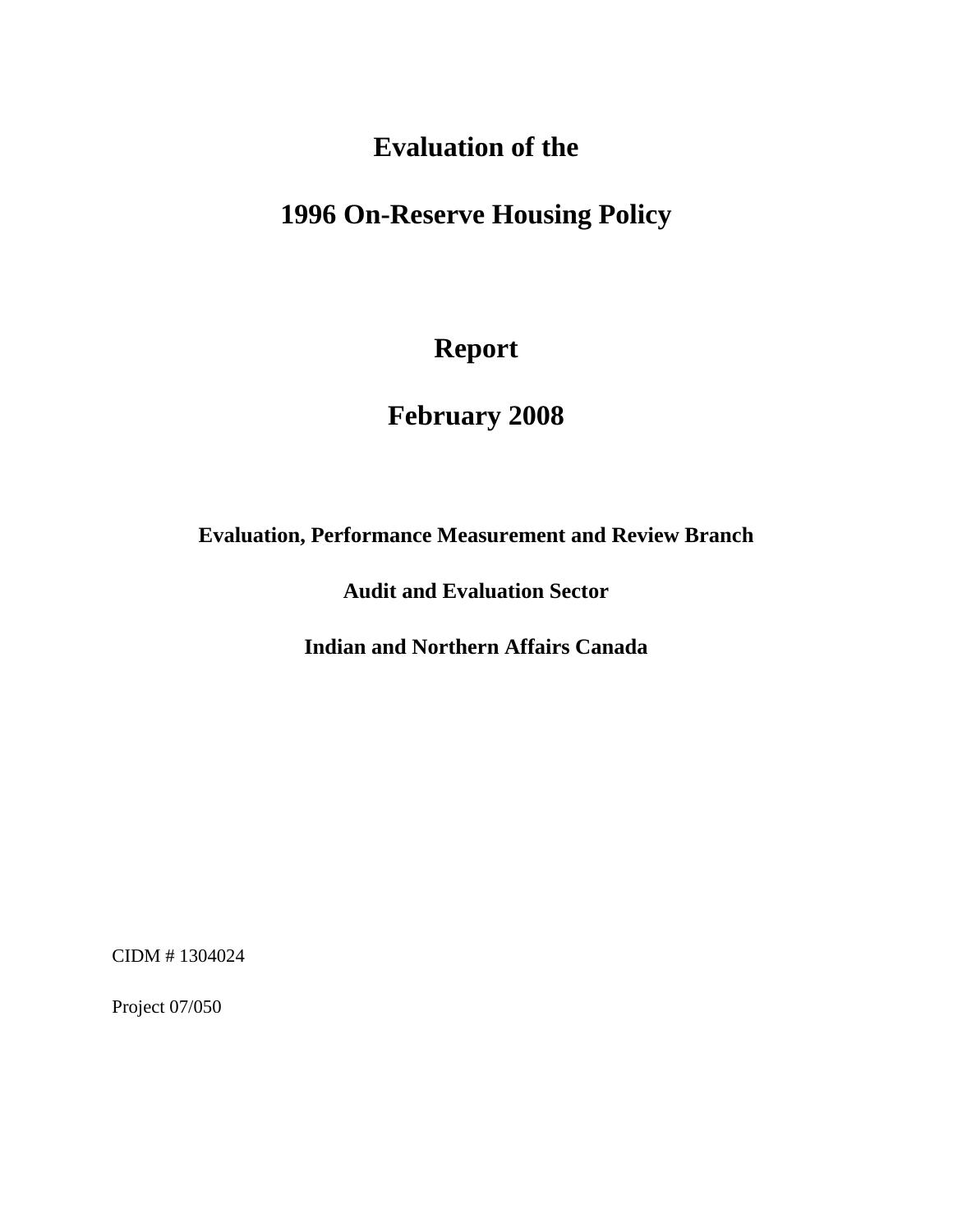# Evaluation of the

# 1996 On-Reserve Housing Policy

## Report

## February 2008

**Evaluation, Performance Measurement and Review Branch**

**Audit and Evaluation Sector**

**Indian and Northern Affairs Canada**

CIDM # 1304024

Project 07/050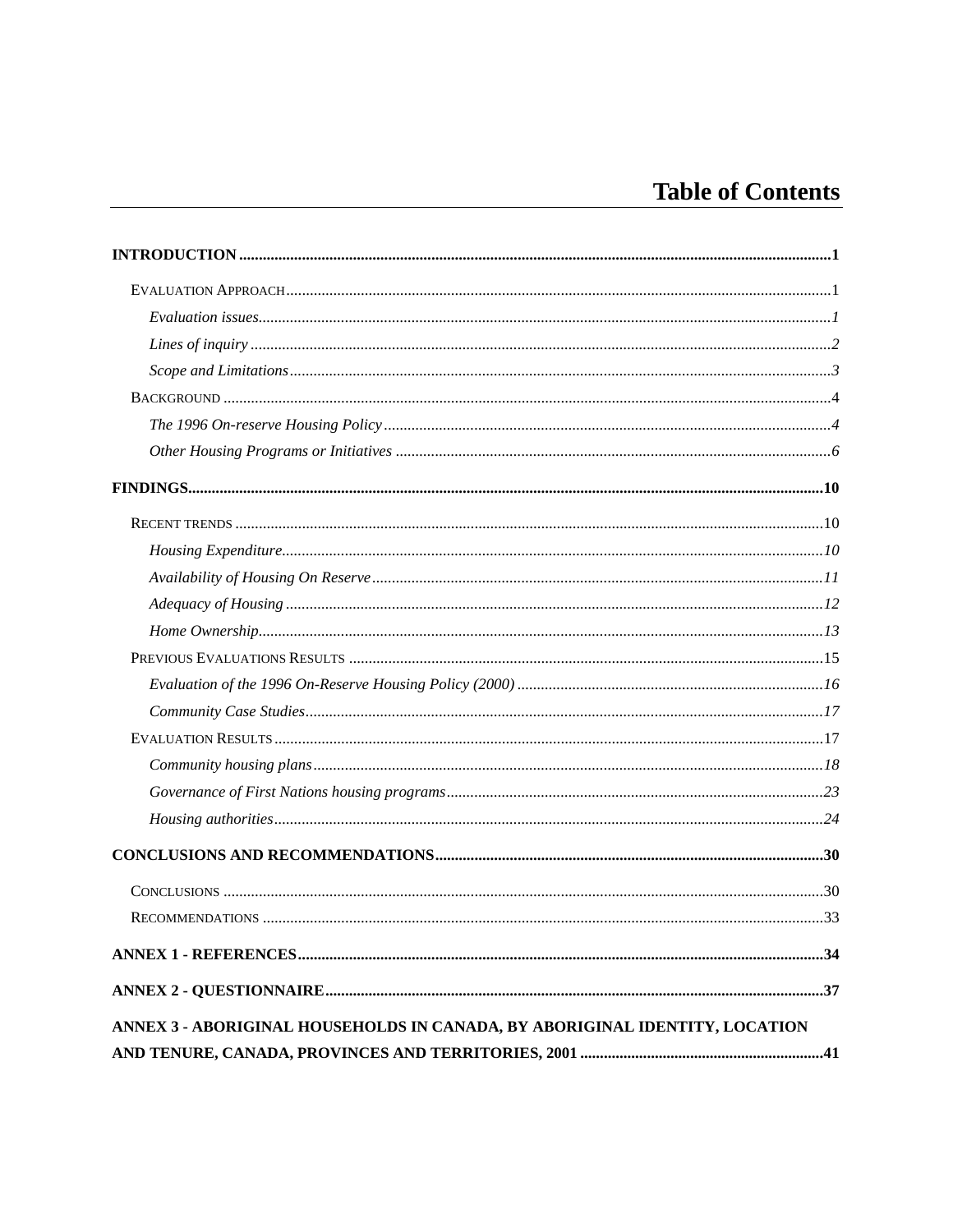# Table of Contents

**INTRODUCTION** ..... **1**

EVALUATION APPROACH ..... 1

*Evaluation issues* ..... *1*

*Lines of inquiry* ..... *2*

*Scope and Limitations* ..... *3*

BACKGROUND ..... 4

*The 1996 On-reserve Housing Policy* ..... *4*

*Other Housing Programs or Initiatives* ..... *6*

**FINDINGS** ..... **10**

RECENT TRENDS ..... 10

*Housing Expenditure* ..... *10*

*Availability of Housing On Reserve* ..... *11*

*Adequacy of Housing* ..... *12*

*Home Ownership* ..... *13*

PREVIOUS EVALUATIONS RESULTS ..... 15

*Evaluation of the 1996 On-Reserve Housing Policy (2000)* ..... *16*

*Community Case Studies* ..... *17*

EVALUATION RESULTS ..... 17

*Community housing plans* ..... *18*

*Governance of First Nations housing programs* ..... *23*

*Housing authorities* ..... *24*

**CONCLUSIONS AND RECOMMENDATIONS** ..... **30**

CONCLUSIONS ..... 30

RECOMMENDATIONS ..... 33

**ANNEX 1 - REFERENCES** ..... **34**

**ANNEX 2 - QUESTIONNAIRE** ..... **37**

**ANNEX 3 - ABORIGINAL HOUSEHOLDS IN CANADA, BY ABORIGINAL IDENTITY, LOCATION AND TENURE, CANADA, PROVINCES AND TERRITORIES, 2001** ..... **41**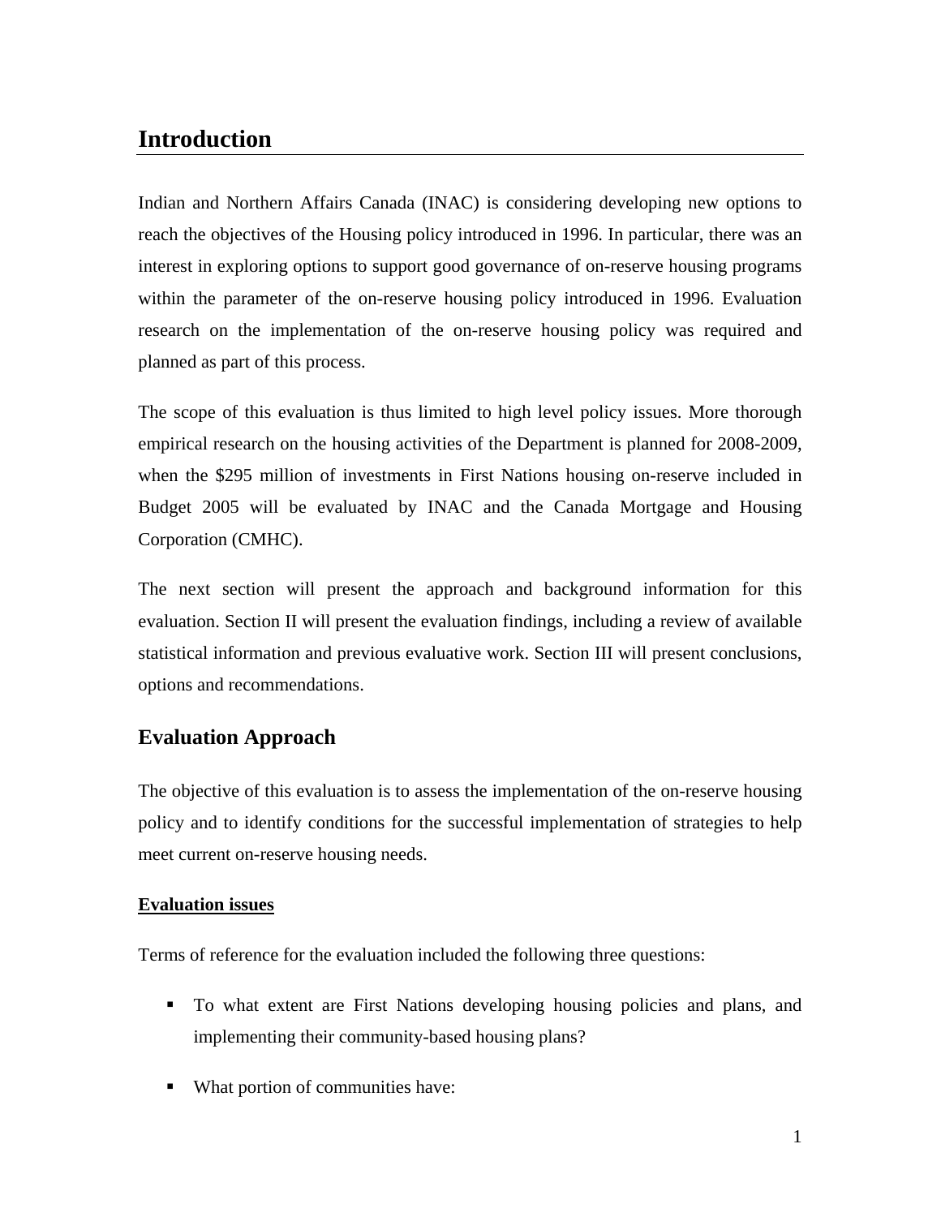# Introduction

Indian and Northern Affairs Canada (INAC) is considering developing new options to reach the objectives of the Housing policy introduced in 1996. In particular, there was an interest in exploring options to support good governance of on-reserve housing programs within the parameter of the on-reserve housing policy introduced in 1996. Evaluation research on the implementation of the on-reserve housing policy was required and planned as part of this process.

The scope of this evaluation is thus limited to high level policy issues. More thorough empirical research on the housing activities of the Department is planned for 2008-2009, when the $295 million of investments in First Nations housing on-reserve included in Budget 2005 will be evaluated by INAC and the Canada Mortgage and Housing Corporation (CMHC).

The next section will present the approach and background information for this evaluation. Section II will present the evaluation findings, including a review of available statistical information and previous evaluative work. Section III will present conclusions, options and recommendations.

## Evaluation Approach

The objective of this evaluation is to assess the implementation of the on-reserve housing policy and to identify conditions for the successful implementation of strategies to help meet current on-reserve housing needs.

**Evaluation issues**

Terms of reference for the evaluation included the following three questions:

- To what extent are First Nations developing housing policies and plans, and implementing their community-based housing plans?
- What portion of communities have: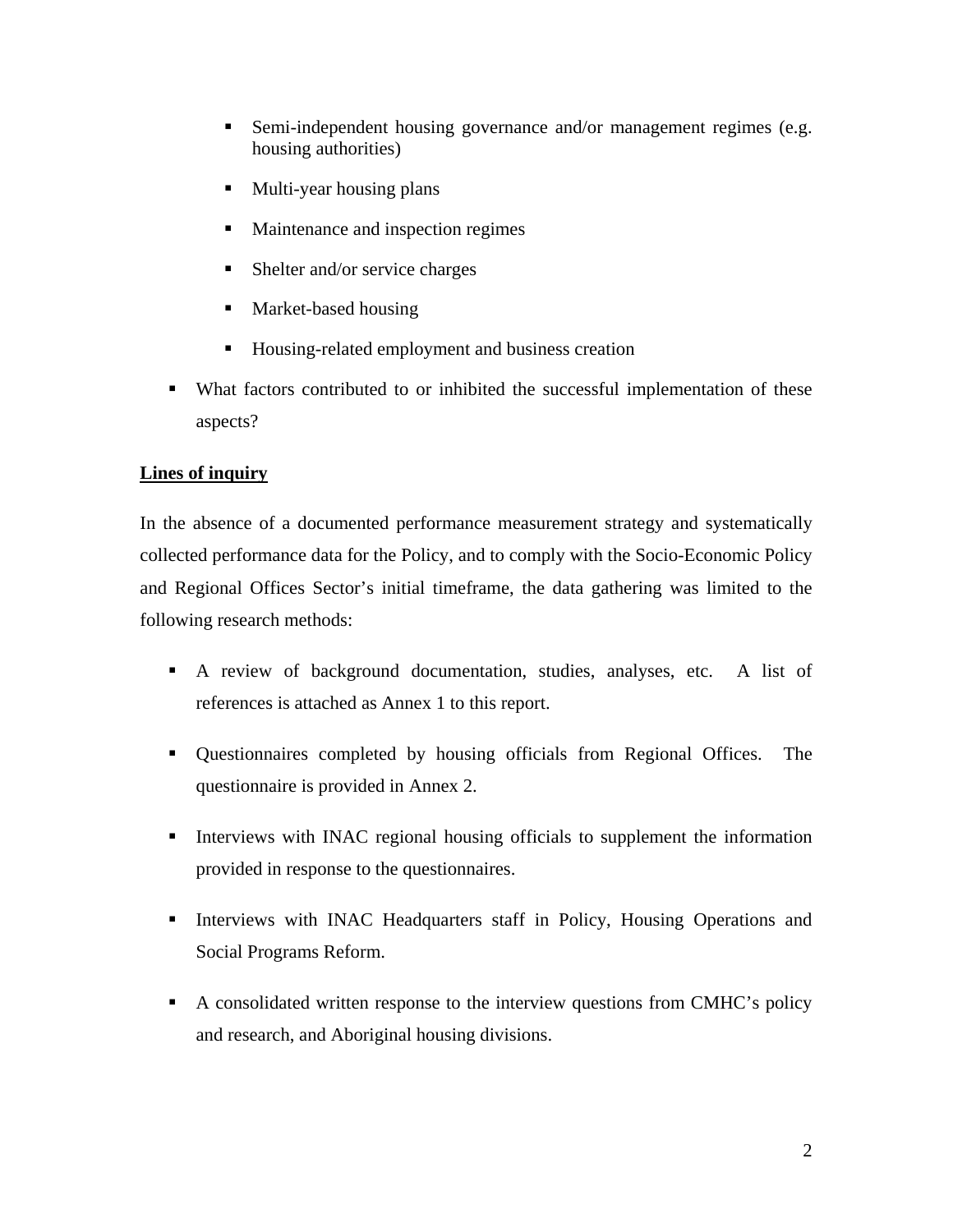- Semi-independent housing governance and/or management regimes (e.g. housing authorities)
    - Multi-year housing plans
    - Maintenance and inspection regimes
    - Shelter and/or service charges
    - Market-based housing
    - Housing-related employment and business creation
- What factors contributed to or inhibited the successful implementation of these aspects?

**Lines of inquiry**

In the absence of a documented performance measurement strategy and systematically collected performance data for the Policy, and to comply with the Socio-Economic Policy and Regional Offices Sector's initial timeframe, the data gathering was limited to the following research methods:

- A review of background documentation, studies, analyses, etc. A list of references is attached as Annex 1 to this report.
- Questionnaires completed by housing officials from Regional Offices. The questionnaire is provided in Annex 2.
- Interviews with INAC regional housing officials to supplement the information provided in response to the questionnaires.
- Interviews with INAC Headquarters staff in Policy, Housing Operations and Social Programs Reform.
- A consolidated written response to the interview questions from CMHC's policy and research, and Aboriginal housing divisions.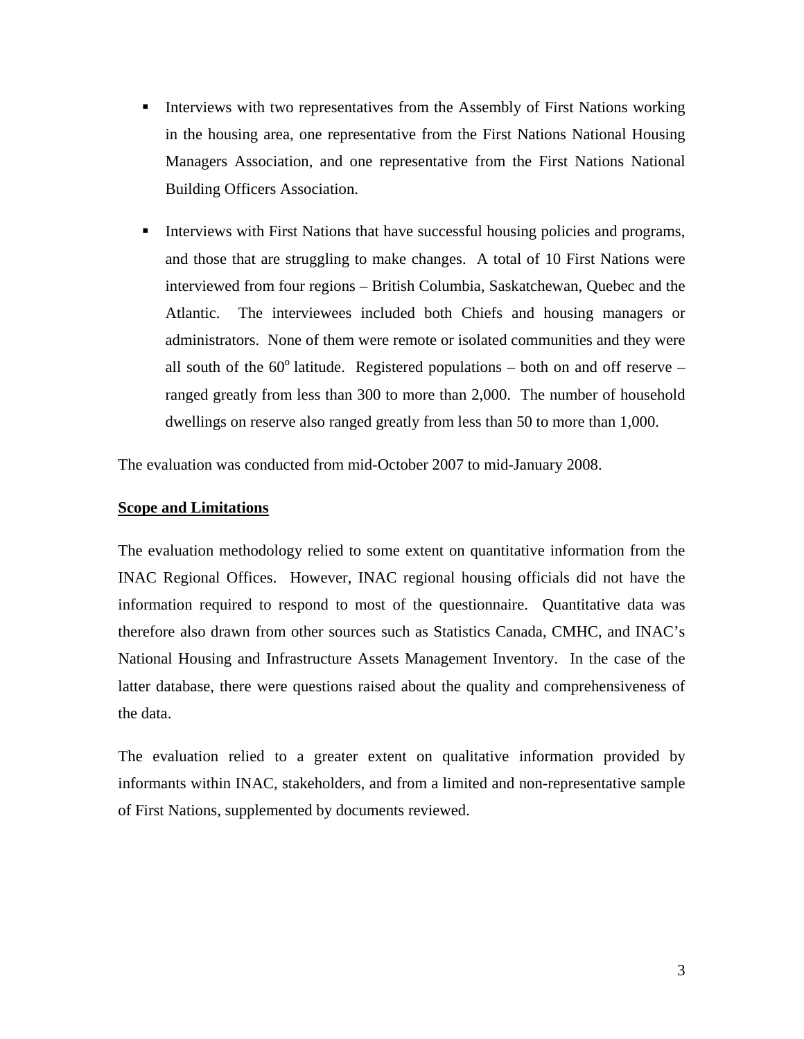- Interviews with two representatives from the Assembly of First Nations working in the housing area, one representative from the First Nations National Housing Managers Association, and one representative from the First Nations National Building Officers Association.

- Interviews with First Nations that have successful housing policies and programs, and those that are struggling to make changes. A total of 10 First Nations were interviewed from four regions – British Columbia, Saskatchewan, Quebec and the Atlantic. The interviewees included both Chiefs and housing managers or administrators. None of them were remote or isolated communities and they were all south of the $60^{o}$ latitude. Registered populations – both on and off reserve – ranged greatly from less than 300 to more than 2,000. The number of household dwellings on reserve also ranged greatly from less than 50 to more than 1,000.

The evaluation was conducted from mid-October 2007 to mid-January 2008.

**Scope and Limitations**

The evaluation methodology relied to some extent on quantitative information from the INAC Regional Offices. However, INAC regional housing officials did not have the information required to respond to most of the questionnaire. Quantitative data was therefore also drawn from other sources such as Statistics Canada, CMHC, and INAC's National Housing and Infrastructure Assets Management Inventory. In the case of the latter database, there were questions raised about the quality and comprehensiveness of the data.

The evaluation relied to a greater extent on qualitative information provided by informants within INAC, stakeholders, and from a limited and non-representative sample of First Nations, supplemented by documents reviewed.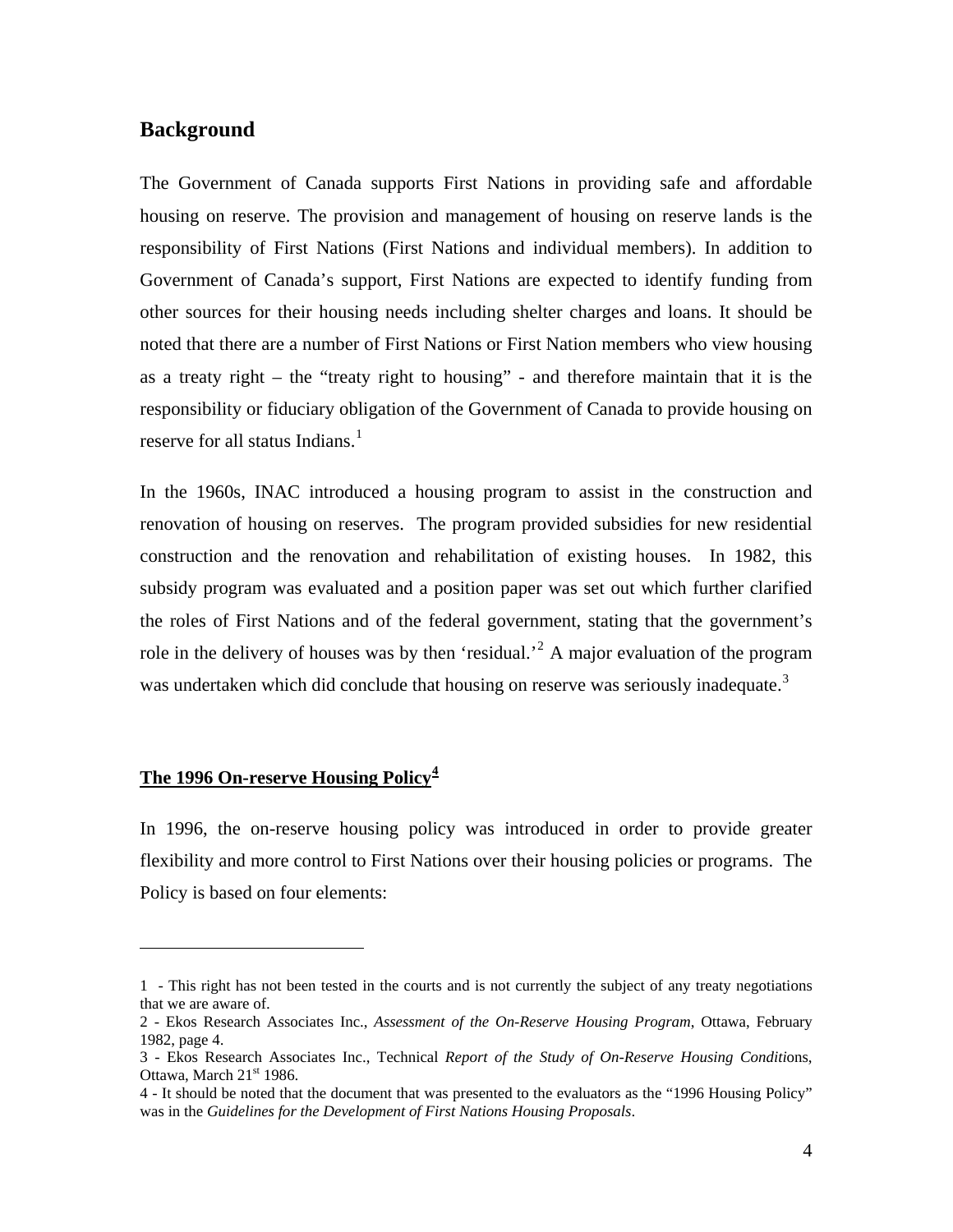## Background

The Government of Canada supports First Nations in providing safe and affordable housing on reserve. The provision and management of housing on reserve lands is the responsibility of First Nations (First Nations and individual members). In addition to Government of Canada's support, First Nations are expected to identify funding from other sources for their housing needs including shelter charges and loans. It should be noted that there are a number of First Nations or First Nation members who view housing as a treaty right – the "treaty right to housing" - and therefore maintain that it is the responsibility or fiduciary obligation of the Government of Canada to provide housing on reserve for all status Indians.[1]

In the 1960s, INAC introduced a housing program to assist in the construction and renovation of housing on reserves. The program provided subsidies for new residential construction and the renovation and rehabilitation of existing houses. In 1982, this subsidy program was evaluated and a position paper was set out which further clarified the roles of First Nations and of the federal government, stating that the government's role in the delivery of houses was by then 'residual.'[2] A major evaluation of the program was undertaken which did conclude that housing on reserve was seriously inadequate.[3]

**The 1996 On-reserve Housing Policy[4]**

In 1996, the on-reserve housing policy was introduced in order to provide greater flexibility and more control to First Nations over their housing policies or programs. The Policy is based on four elements:

---

1 - This right has not been tested in the courts and is not currently the subject of any treaty negotiations that we are aware of.

2 - Ekos Research Associates Inc., *Assessment of the On-Reserve Housing Program*, Ottawa, February 1982, page 4.

3 - Ekos Research Associates Inc., Technical *Report of the Study of On-Reserve Housing Conditi*ons, Ottawa, March 21st 1986.

4 - It should be noted that the document that was presented to the evaluators as the "1996 Housing Policy" was in the *Guidelines for the Development of First Nations Housing Proposals*.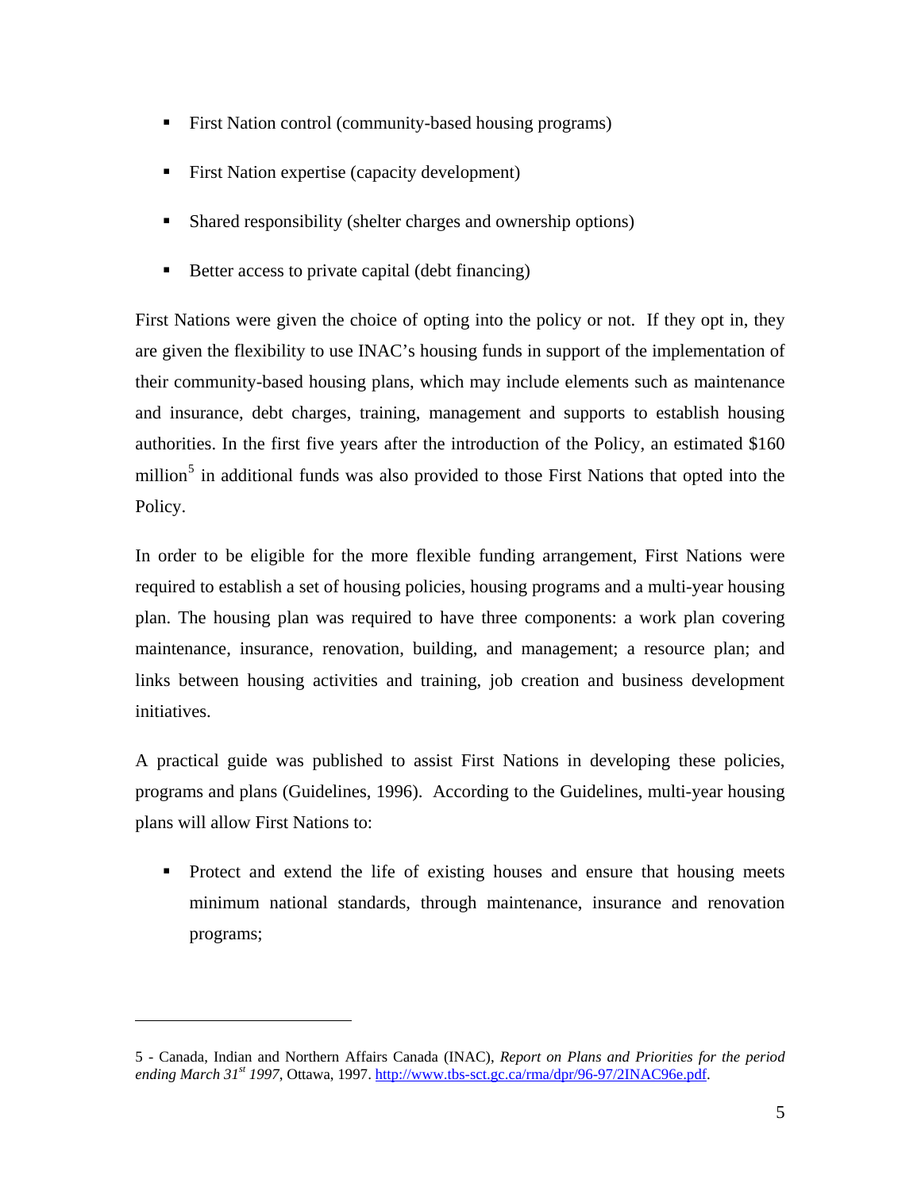- First Nation control (community-based housing programs)
- First Nation expertise (capacity development)
- Shared responsibility (shelter charges and ownership options)
- Better access to private capital (debt financing)

First Nations were given the choice of opting into the policy or not. If they opt in, they are given the flexibility to use INAC's housing funds in support of the implementation of their community-based housing plans, which may include elements such as maintenance and insurance, debt charges, training, management and supports to establish housing authorities. In the first five years after the introduction of the Policy, an estimated $160 million[5] in additional funds was also provided to those First Nations that opted into the Policy.

In order to be eligible for the more flexible funding arrangement, First Nations were required to establish a set of housing policies, housing programs and a multi-year housing plan. The housing plan was required to have three components: a work plan covering maintenance, insurance, renovation, building, and management; a resource plan; and links between housing activities and training, job creation and business development initiatives.

A practical guide was published to assist First Nations in developing these policies, programs and plans (Guidelines, 1996). According to the Guidelines, multi-year housing plans will allow First Nations to:

- Protect and extend the life of existing houses and ensure that housing meets minimum national standards, through maintenance, insurance and renovation programs;

---

5 - Canada, Indian and Northern Affairs Canada (INAC), *Report on Plans and Priorities for the period ending March 31st 1997*, Ottawa, 1997. http://www.tbs-sct.gc.ca/rma/dpr/96-97/2INAC96e.pdf.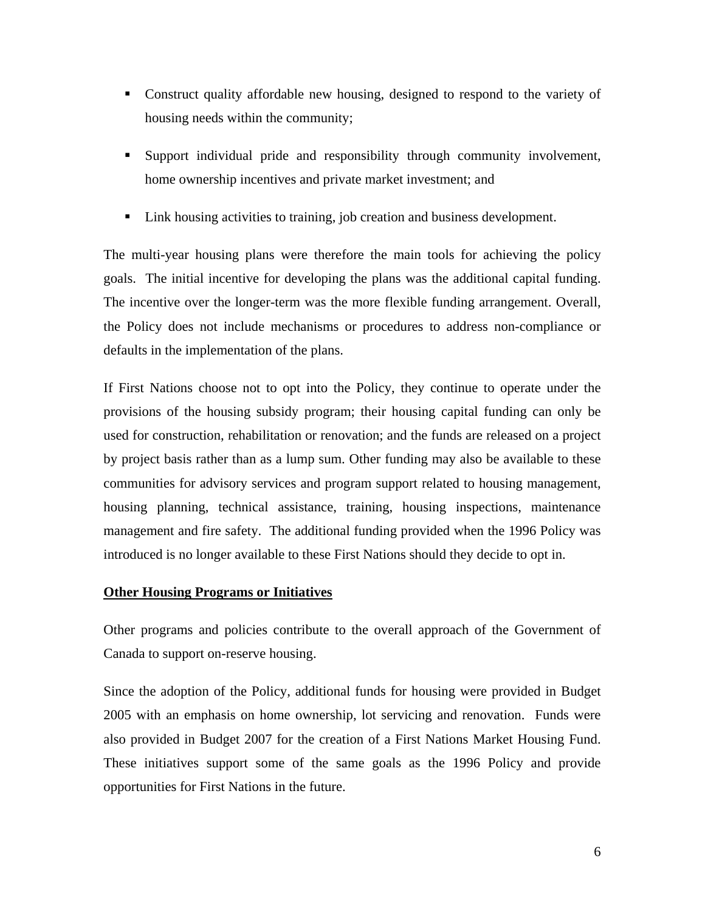- Construct quality affordable new housing, designed to respond to the variety of housing needs within the community;
- Support individual pride and responsibility through community involvement, home ownership incentives and private market investment; and
- Link housing activities to training, job creation and business development.

The multi-year housing plans were therefore the main tools for achieving the policy goals. The initial incentive for developing the plans was the additional capital funding. The incentive over the longer-term was the more flexible funding arrangement. Overall, the Policy does not include mechanisms or procedures to address non-compliance or defaults in the implementation of the plans.

If First Nations choose not to opt into the Policy, they continue to operate under the provisions of the housing subsidy program; their housing capital funding can only be used for construction, rehabilitation or renovation; and the funds are released on a project by project basis rather than as a lump sum. Other funding may also be available to these communities for advisory services and program support related to housing management, housing planning, technical assistance, training, housing inspections, maintenance management and fire safety. The additional funding provided when the 1996 Policy was introduced is no longer available to these First Nations should they decide to opt in.

**Other Housing Programs or Initiatives**

Other programs and policies contribute to the overall approach of the Government of Canada to support on-reserve housing.

Since the adoption of the Policy, additional funds for housing were provided in Budget 2005 with an emphasis on home ownership, lot servicing and renovation. Funds were also provided in Budget 2007 for the creation of a First Nations Market Housing Fund. These initiatives support some of the same goals as the 1996 Policy and provide opportunities for First Nations in the future.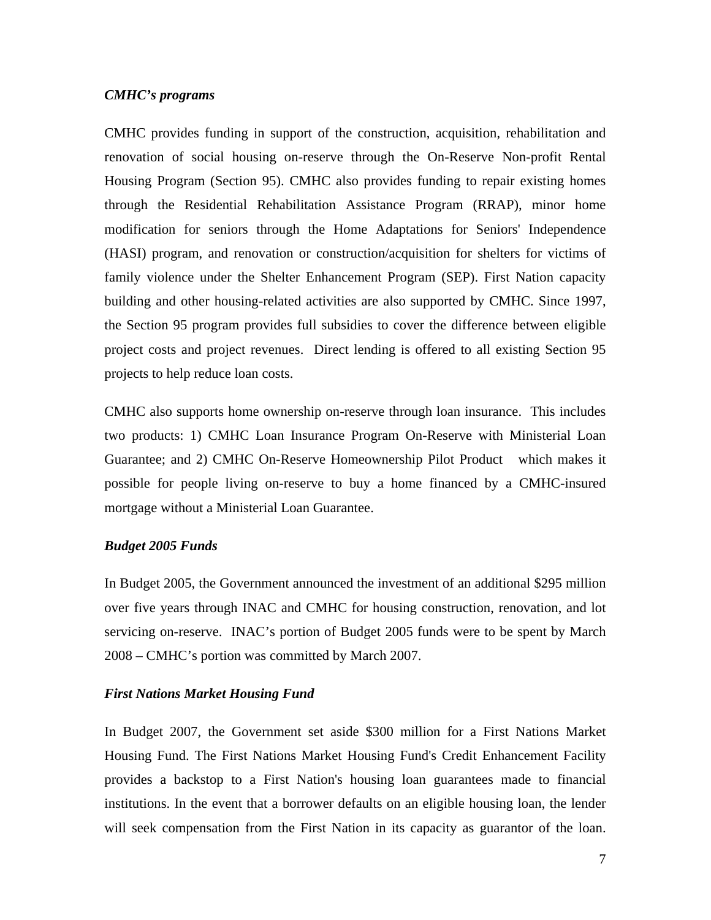### *CMHC's programs*

CMHC provides funding in support of the construction, acquisition, rehabilitation and renovation of social housing on-reserve through the On-Reserve Non-profit Rental Housing Program (Section 95). CMHC also provides funding to repair existing homes through the Residential Rehabilitation Assistance Program (RRAP), minor home modification for seniors through the Home Adaptations for Seniors' Independence (HASI) program, and renovation or construction/acquisition for shelters for victims of family violence under the Shelter Enhancement Program (SEP). First Nation capacity building and other housing-related activities are also supported by CMHC. Since 1997, the Section 95 program provides full subsidies to cover the difference between eligible project costs and project revenues. Direct lending is offered to all existing Section 95 projects to help reduce loan costs.

CMHC also supports home ownership on-reserve through loan insurance. This includes two products: 1) CMHC Loan Insurance Program On-Reserve with Ministerial Loan Guarantee; and 2) CMHC On-Reserve Homeownership Pilot Product which makes it possible for people living on-reserve to buy a home financed by a CMHC-insured mortgage without a Ministerial Loan Guarantee.

### *Budget 2005 Funds*

In Budget 2005, the Government announced the investment of an additional $295 million over five years through INAC and CMHC for housing construction, renovation, and lot servicing on-reserve. INAC's portion of Budget 2005 funds were to be spent by March 2008 – CMHC's portion was committed by March 2007.

### *First Nations Market Housing Fund*

In Budget 2007, the Government set aside $300 million for a First Nations Market Housing Fund. The First Nations Market Housing Fund's Credit Enhancement Facility provides a backstop to a First Nation's housing loan guarantees made to financial institutions. In the event that a borrower defaults on an eligible housing loan, the lender will seek compensation from the First Nation in its capacity as guarantor of the loan.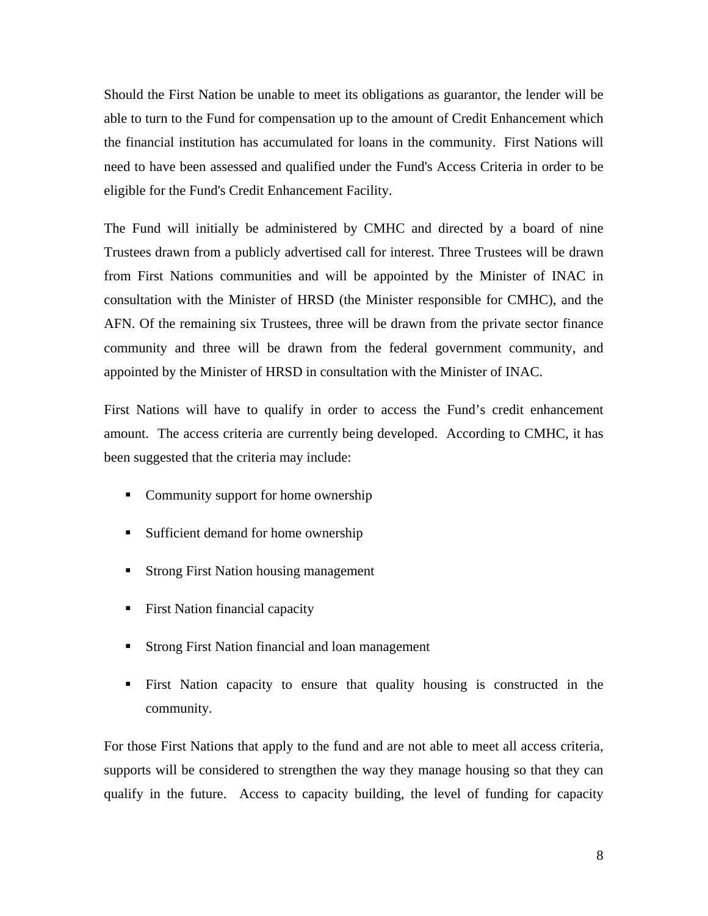Should the First Nation be unable to meet its obligations as guarantor, the lender will be able to turn to the Fund for compensation up to the amount of Credit Enhancement which the financial institution has accumulated for loans in the community. First Nations will need to have been assessed and qualified under the Fund's Access Criteria in order to be eligible for the Fund's Credit Enhancement Facility.

The Fund will initially be administered by CMHC and directed by a board of nine Trustees drawn from a publicly advertised call for interest. Three Trustees will be drawn from First Nations communities and will be appointed by the Minister of INAC in consultation with the Minister of HRSD (the Minister responsible for CMHC), and the AFN. Of the remaining six Trustees, three will be drawn from the private sector finance community and three will be drawn from the federal government community, and appointed by the Minister of HRSD in consultation with the Minister of INAC.

First Nations will have to qualify in order to access the Fund's credit enhancement amount. The access criteria are currently being developed. According to CMHC, it has been suggested that the criteria may include:

- Community support for home ownership
- Sufficient demand for home ownership
- Strong First Nation housing management
- First Nation financial capacity
- Strong First Nation financial and loan management
- First Nation capacity to ensure that quality housing is constructed in the community.

For those First Nations that apply to the fund and are not able to meet all access criteria, supports will be considered to strengthen the way they manage housing so that they can qualify in the future. Access to capacity building, the level of funding for capacity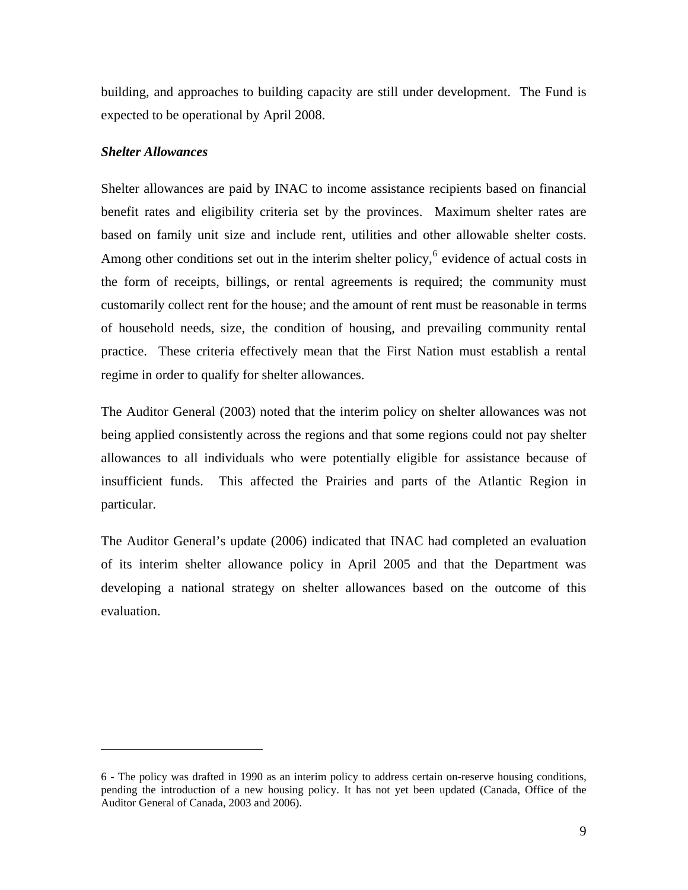building, and approaches to building capacity are still under development. The Fund is expected to be operational by April 2008.

***Shelter Allowances***

Shelter allowances are paid by INAC to income assistance recipients based on financial benefit rates and eligibility criteria set by the provinces. Maximum shelter rates are based on family unit size and include rent, utilities and other allowable shelter costs. Among other conditions set out in the interim shelter policy,[6] evidence of actual costs in the form of receipts, billings, or rental agreements is required; the community must customarily collect rent for the house; and the amount of rent must be reasonable in terms of household needs, size, the condition of housing, and prevailing community rental practice. These criteria effectively mean that the First Nation must establish a rental regime in order to qualify for shelter allowances.

The Auditor General (2003) noted that the interim policy on shelter allowances was not being applied consistently across the regions and that some regions could not pay shelter allowances to all individuals who were potentially eligible for assistance because of insufficient funds. This affected the Prairies and parts of the Atlantic Region in particular.

The Auditor General's update (2006) indicated that INAC had completed an evaluation of its interim shelter allowance policy in April 2005 and that the Department was developing a national strategy on shelter allowances based on the outcome of this evaluation.

---

6 - The policy was drafted in 1990 as an interim policy to address certain on-reserve housing conditions, pending the introduction of a new housing policy. It has not yet been updated (Canada, Office of the Auditor General of Canada, 2003 and 2006).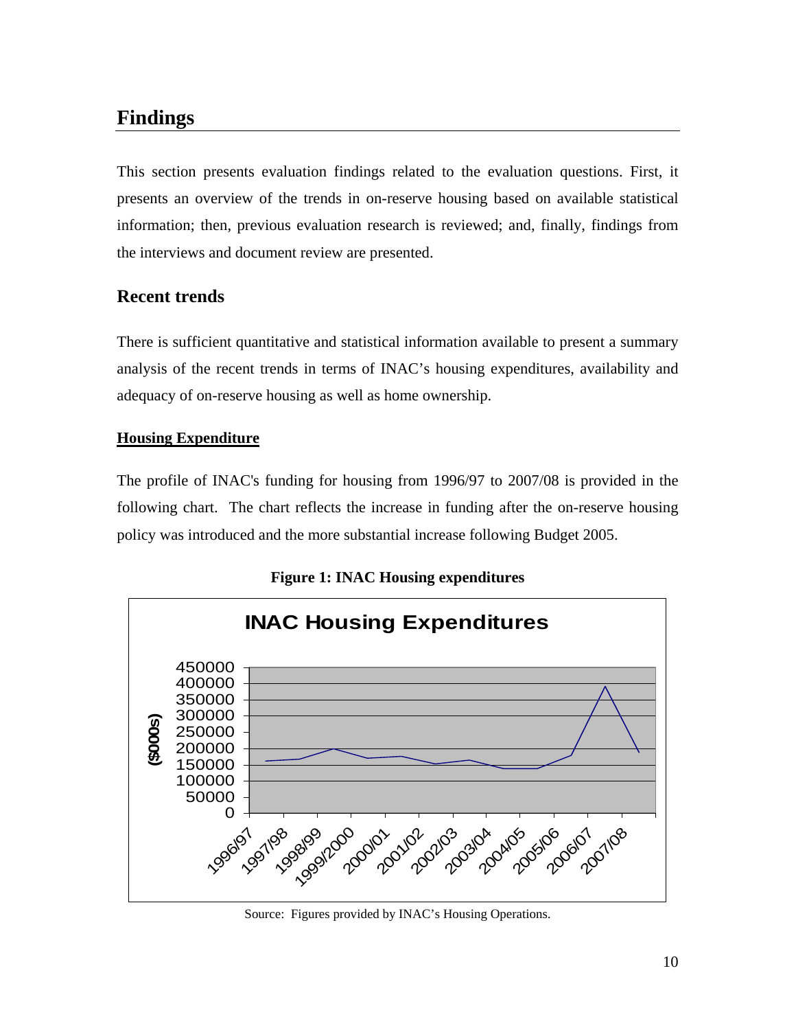# Findings

This section presents evaluation findings related to the evaluation questions. First, it presents an overview of the trends in on-reserve housing based on available statistical information; then, previous evaluation research is reviewed; and, finally, findings from the interviews and document review are presented.

## Recent trends

There is sufficient quantitative and statistical information available to present a summary analysis of the recent trends in terms of INAC's housing expenditures, availability and adequacy of on-reserve housing as well as home ownership.

### Housing Expenditure

The profile of INAC's funding for housing from 1996/97 to 2007/08 is provided in the following chart. The chart reflects the increase in funding after the on-reserve housing policy was introduced and the more substantial increase following Budget 2005.

**Figure 1: INAC Housing expenditures**

Source: Figures provided by INAC's Housing Operations.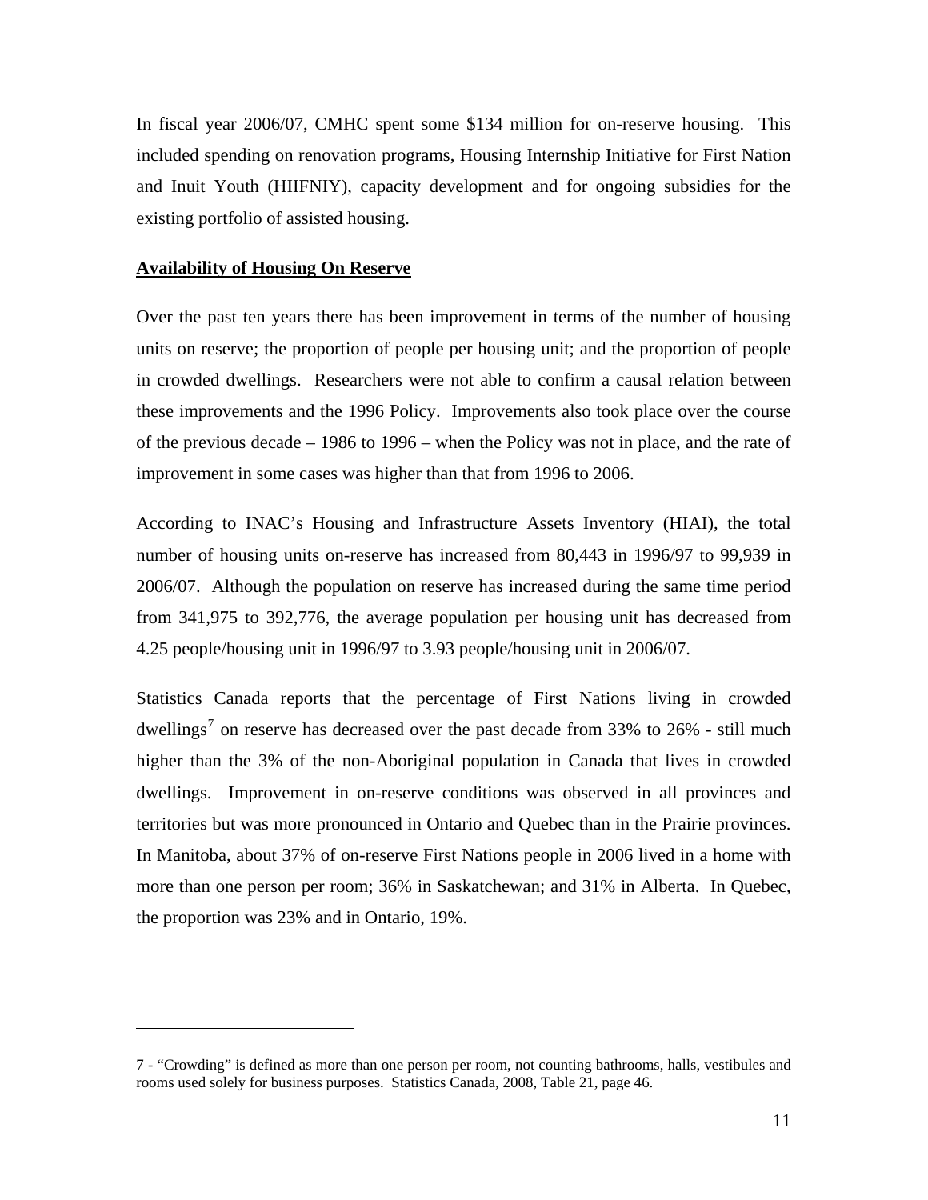In fiscal year 2006/07, CMHC spent some $134 million for on-reserve housing. This included spending on renovation programs, Housing Internship Initiative for First Nation and Inuit Youth (HIIFNIY), capacity development and for ongoing subsidies for the existing portfolio of assisted housing.

## Availability of Housing On Reserve

Over the past ten years there has been improvement in terms of the number of housing units on reserve; the proportion of people per housing unit; and the proportion of people in crowded dwellings. Researchers were not able to confirm a causal relation between these improvements and the 1996 Policy. Improvements also took place over the course of the previous decade – 1986 to 1996 – when the Policy was not in place, and the rate of improvement in some cases was higher than that from 1996 to 2006.

According to INAC's Housing and Infrastructure Assets Inventory (HIAI), the total number of housing units on-reserve has increased from 80,443 in 1996/97 to 99,939 in 2006/07. Although the population on reserve has increased during the same time period from 341,975 to 392,776, the average population per housing unit has decreased from 4.25 people/housing unit in 1996/97 to 3.93 people/housing unit in 2006/07.

Statistics Canada reports that the percentage of First Nations living in crowded dwellings[7] on reserve has decreased over the past decade from 33% to 26% - still much higher than the 3% of the non-Aboriginal population in Canada that lives in crowded dwellings. Improvement in on-reserve conditions was observed in all provinces and territories but was more pronounced in Ontario and Quebec than in the Prairie provinces. In Manitoba, about 37% of on-reserve First Nations people in 2006 lived in a home with more than one person per room; 36% in Saskatchewan; and 31% in Alberta. In Quebec, the proportion was 23% and in Ontario, 19%.

---

7 - "Crowding" is defined as more than one person per room, not counting bathrooms, halls, vestibules and rooms used solely for business purposes. Statistics Canada, 2008, Table 21, page 46.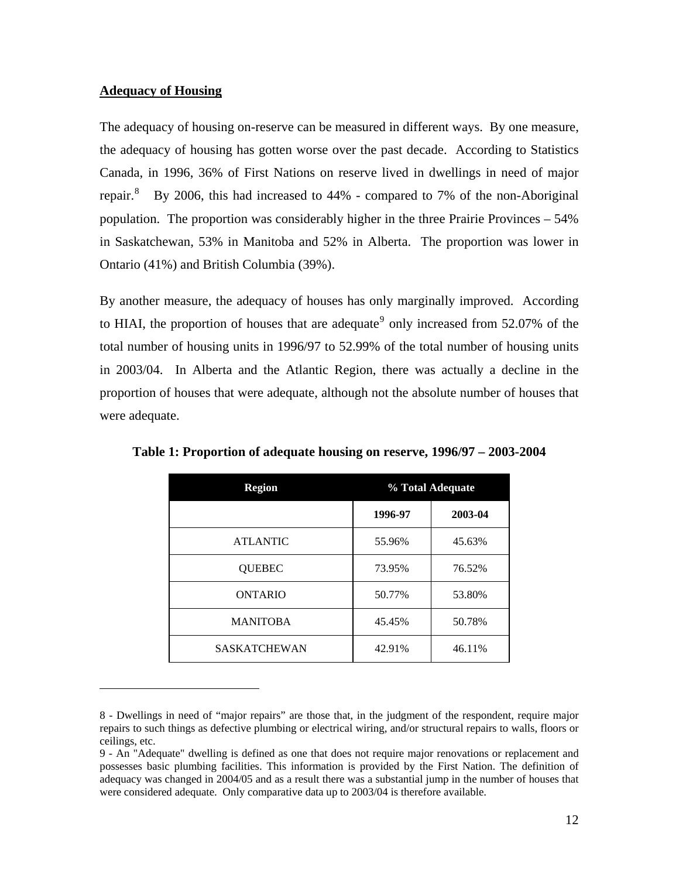## Adequacy of Housing

The adequacy of housing on-reserve can be measured in different ways. By one measure, the adequacy of housing has gotten worse over the past decade. According to Statistics Canada, in 1996, 36% of First Nations on reserve lived in dwellings in need of major repair.[8] By 2006, this had increased to 44% - compared to 7% of the non-Aboriginal population. The proportion was considerably higher in the three Prairie Provinces – 54% in Saskatchewan, 53% in Manitoba and 52% in Alberta. The proportion was lower in Ontario (41%) and British Columbia (39%).

By another measure, the adequacy of houses has only marginally improved. According to HIAI, the proportion of houses that are adequate[9] only increased from 52.07% of the total number of housing units in 1996/97 to 52.99% of the total number of housing units in 2003/04. In Alberta and the Atlantic Region, there was actually a decline in the proportion of houses that were adequate, although not the absolute number of houses that were adequate.

**Table 1: Proportion of adequate housing on reserve, 1996/97 – 2003-2004**

| Region | % Total Adequate | |
|---|---|---|
| | 1996-97 | 2003-04 |
| ATLANTIC | 55.96% | 45.63% |
| QUEBEC | 73.95% | 76.52% |
| ONTARIO | 50.77% | 53.80% |
| MANITOBA | 45.45% | 50.78% |
| SASKATCHEWAN | 42.91% | 46.11% |

8 - Dwellings in need of "major repairs" are those that, in the judgment of the respondent, require major repairs to such things as defective plumbing or electrical wiring, and/or structural repairs to walls, floors or ceilings, etc.

9 - An "Adequate" dwelling is defined as one that does not require major renovations or replacement and possesses basic plumbing facilities. This information is provided by the First Nation. The definition of adequacy was changed in 2004/05 and as a result there was a substantial jump in the number of houses that were considered adequate. Only comparative data up to 2003/04 is therefore available.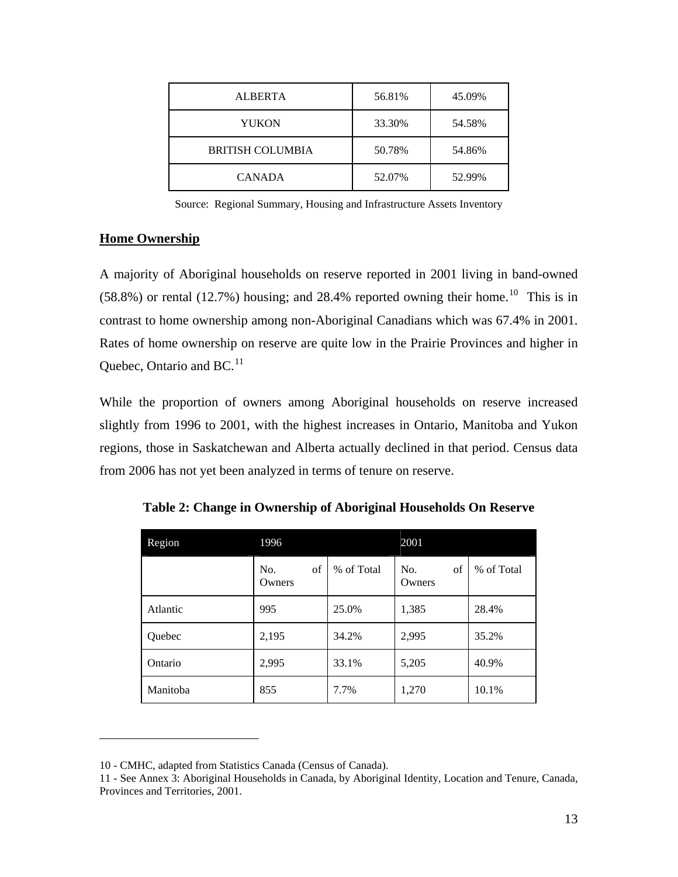| ALBERTA | 56.81% | 45.09% |
|---|---|---|
| YUKON | 33.30% | 54.58% |
| BRITISH COLUMBIA | 50.78% | 54.86% |
| CANADA | 52.07% | 52.99% |

Source: Regional Summary, Housing and Infrastructure Assets Inventory

## Home Ownership

A majority of Aboriginal households on reserve reported in 2001 living in band-owned (58.8%) or rental (12.7%) housing; and 28.4% reported owning their home.[10] This is in contrast to home ownership among non-Aboriginal Canadians which was 67.4% in 2001. Rates of home ownership on reserve are quite low in the Prairie Provinces and higher in Quebec, Ontario and BC.[11]

While the proportion of owners among Aboriginal households on reserve increased slightly from 1996 to 2001, with the highest increases in Ontario, Manitoba and Yukon regions, those in Saskatchewan and Alberta actually declined in that period. Census data from 2006 has not yet been analyzed in terms of tenure on reserve.

**Table 2: Change in Ownership of Aboriginal Households On Reserve**

| Region | 1996 | | 2001 | |
|---|---|---|---|---|
| | No. of Owners | % of Total | No. of Owners | % of Total |
| Atlantic | 995 | 25.0% | 1,385 | 28.4% |
| Quebec | 2,195 | 34.2% | 2,995 | 35.2% |
| Ontario | 2,995 | 33.1% | 5,205 | 40.9% |
| Manitoba | 855 | 7.7% | 1,270 | 10.1% |

10 - CMHC, adapted from Statistics Canada (Census of Canada).

11 - See Annex 3: Aboriginal Households in Canada, by Aboriginal Identity, Location and Tenure, Canada, Provinces and Territories, 2001.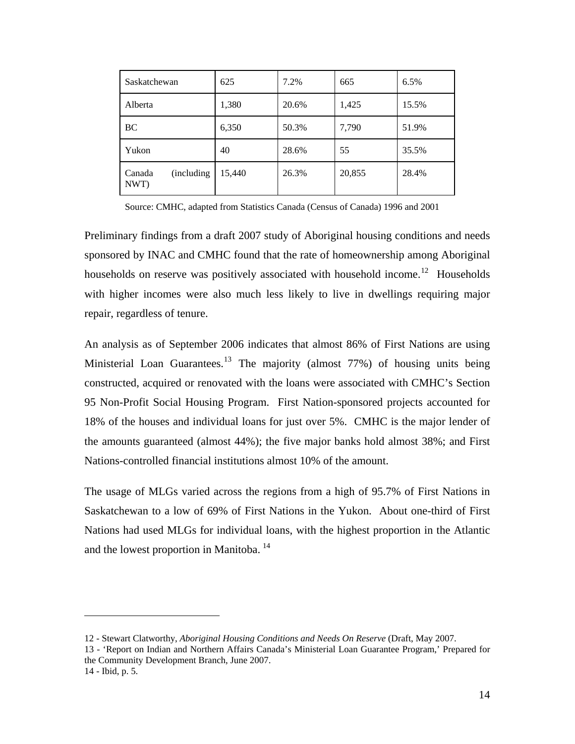| Saskatchewan | 625 | 7.2% | 665 | 6.5% |
|---|---|---|---|---|
| Alberta | 1,380 | 20.6% | 1,425 | 15.5% |
| BC | 6,350 | 50.3% | 7,790 | 51.9% |
| Yukon | 40 | 28.6% | 55 | 35.5% |
| Canada (including NWT) | 15,440 | 26.3% | 20,855 | 28.4% |

Source: CMHC, adapted from Statistics Canada (Census of Canada) 1996 and 2001

Preliminary findings from a draft 2007 study of Aboriginal housing conditions and needs sponsored by INAC and CMHC found that the rate of homeownership among Aboriginal households on reserve was positively associated with household income.[12] Households with higher incomes were also much less likely to live in dwellings requiring major repair, regardless of tenure.

An analysis as of September 2006 indicates that almost 86% of First Nations are using Ministerial Loan Guarantees.[13] The majority (almost 77%) of housing units being constructed, acquired or renovated with the loans were associated with CMHC's Section 95 Non-Profit Social Housing Program. First Nation-sponsored projects accounted for 18% of the houses and individual loans for just over 5%. CMHC is the major lender of the amounts guaranteed (almost 44%); the five major banks hold almost 38%; and First Nations-controlled financial institutions almost 10% of the amount.

The usage of MLGs varied across the regions from a high of 95.7% of First Nations in Saskatchewan to a low of 69% of First Nations in the Yukon. About one-third of First Nations had used MLGs for individual loans, with the highest proportion in the Atlantic and the lowest proportion in Manitoba.[14]

---

12 - Stewart Clatworthy, *Aboriginal Housing Conditions and Needs On Reserve* (Draft, May 2007.

13 - 'Report on Indian and Northern Affairs Canada's Ministerial Loan Guarantee Program,' Prepared for the Community Development Branch, June 2007.

14 - Ibid, p. 5.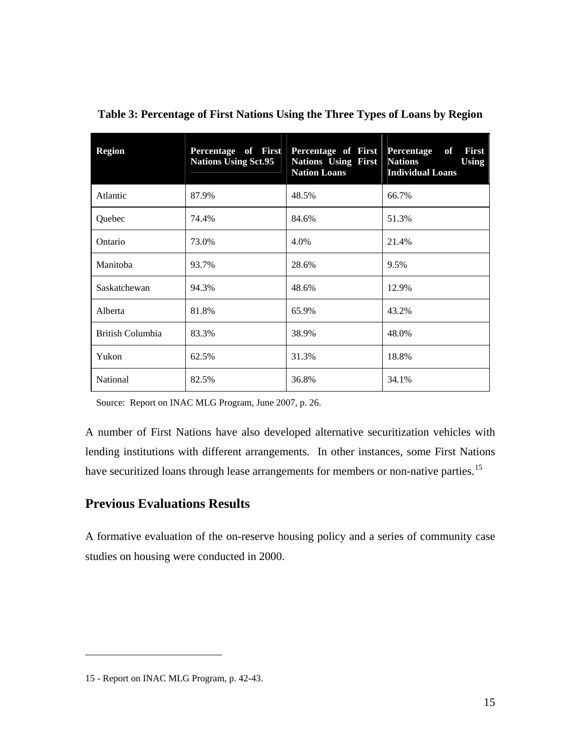**Table 3: Percentage of First Nations Using the Three Types of Loans by Region**

| Region | Percentage of First Nations Using Sct.95 | Percentage of First Nations Using First Nation Loans | Percentage of First Nations Using Individual Loans |
|---|---|---|---|
| Atlantic | 87.9% | 48.5% | 66.7% |
| Quebec | 74.4% | 84.6% | 51.3% |
| Ontario | 73.0% | 4.0% | 21.4% |
| Manitoba | 93.7% | 28.6% | 9.5% |
| Saskatchewan | 94.3% | 48.6% | 12.9% |
| Alberta | 81.8% | 65.9% | 43.2% |
| British Columbia | 83.3% | 38.9% | 48.0% |
| Yukon | 62.5% | 31.3% | 18.8% |
| National | 82.5% | 36.8% | 34.1% |

Source: Report on INAC MLG Program, June 2007, p. 26.

A number of First Nations have also developed alternative securitization vehicles with lending institutions with different arrangements. In other instances, some First Nations have securitized loans through lease arrangements for members or non-native parties.[15]

## Previous Evaluations Results

A formative evaluation of the on-reserve housing policy and a series of community case studies on housing were conducted in 2000.

15 - Report on INAC MLG Program, p. 42-43.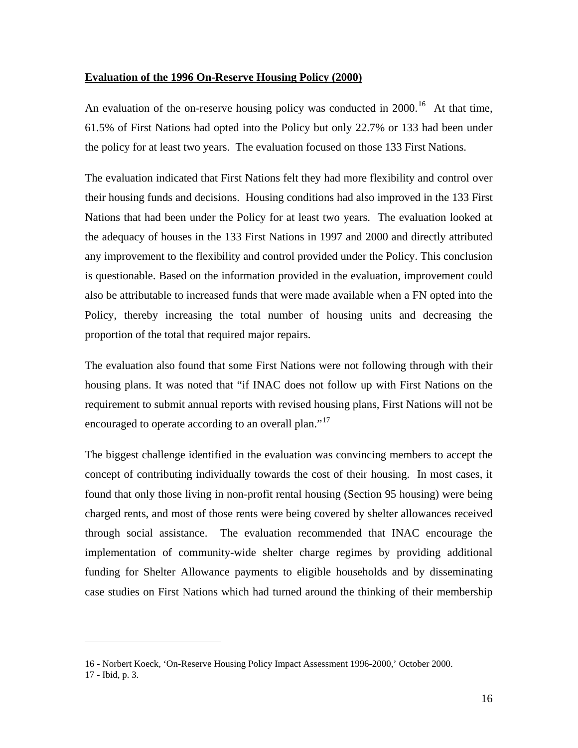**Evaluation of the 1996 On-Reserve Housing Policy (2000)**

An evaluation of the on-reserve housing policy was conducted in 2000.[16] At that time, 61.5% of First Nations had opted into the Policy but only 22.7% or 133 had been under the policy for at least two years. The evaluation focused on those 133 First Nations.

The evaluation indicated that First Nations felt they had more flexibility and control over their housing funds and decisions. Housing conditions had also improved in the 133 First Nations that had been under the Policy for at least two years. The evaluation looked at the adequacy of houses in the 133 First Nations in 1997 and 2000 and directly attributed any improvement to the flexibility and control provided under the Policy. This conclusion is questionable. Based on the information provided in the evaluation, improvement could also be attributable to increased funds that were made available when a FN opted into the Policy, thereby increasing the total number of housing units and decreasing the proportion of the total that required major repairs.

The evaluation also found that some First Nations were not following through with their housing plans. It was noted that "if INAC does not follow up with First Nations on the requirement to submit annual reports with revised housing plans, First Nations will not be encouraged to operate according to an overall plan."[17]

The biggest challenge identified in the evaluation was convincing members to accept the concept of contributing individually towards the cost of their housing. In most cases, it found that only those living in non-profit rental housing (Section 95 housing) were being charged rents, and most of those rents were being covered by shelter allowances received through social assistance. The evaluation recommended that INAC encourage the implementation of community-wide shelter charge regimes by providing additional funding for Shelter Allowance payments to eligible households and by disseminating case studies on First Nations which had turned around the thinking of their membership

---

16 - Norbert Koeck, 'On-Reserve Housing Policy Impact Assessment 1996-2000,' October 2000.

17 - Ibid, p. 3.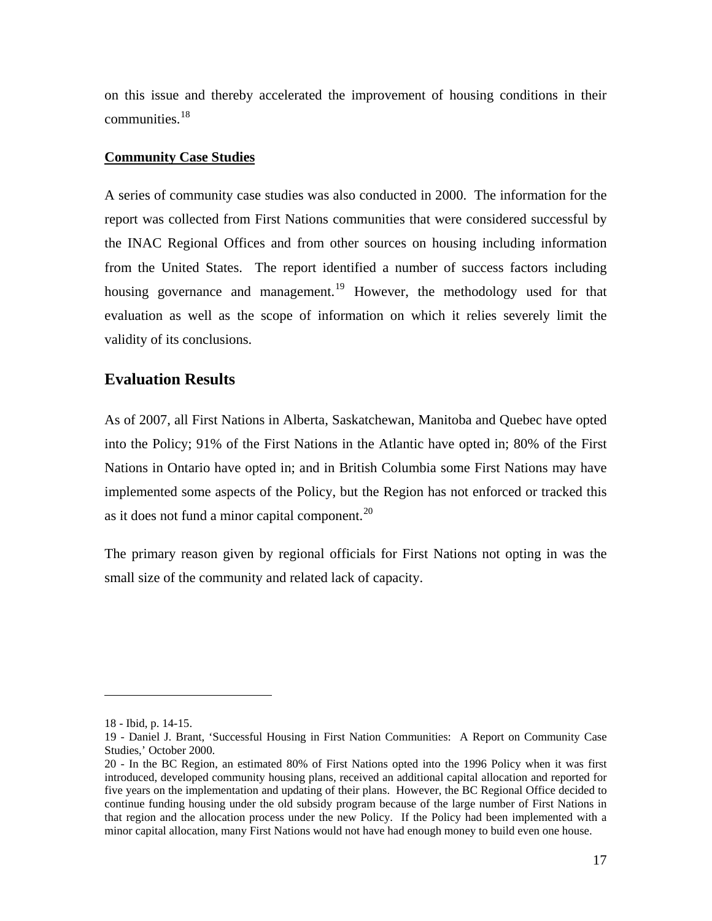on this issue and thereby accelerated the improvement of housing conditions in their communities.[18]

**Community Case Studies**

A series of community case studies was also conducted in 2000. The information for the report was collected from First Nations communities that were considered successful by the INAC Regional Offices and from other sources on housing including information from the United States. The report identified a number of success factors including housing governance and management.[19] However, the methodology used for that evaluation as well as the scope of information on which it relies severely limit the validity of its conclusions.

## Evaluation Results

As of 2007, all First Nations in Alberta, Saskatchewan, Manitoba and Quebec have opted into the Policy; 91% of the First Nations in the Atlantic have opted in; 80% of the First Nations in Ontario have opted in; and in British Columbia some First Nations may have implemented some aspects of the Policy, but the Region has not enforced or tracked this as it does not fund a minor capital component.[20]

The primary reason given by regional officials for First Nations not opting in was the small size of the community and related lack of capacity.

---

18 - Ibid, p. 14-15.

19 - Daniel J. Brant, 'Successful Housing in First Nation Communities: A Report on Community Case Studies,' October 2000.

20 - In the BC Region, an estimated 80% of First Nations opted into the 1996 Policy when it was first introduced, developed community housing plans, received an additional capital allocation and reported for five years on the implementation and updating of their plans. However, the BC Regional Office decided to continue funding housing under the old subsidy program because of the large number of First Nations in that region and the allocation process under the new Policy. If the Policy had been implemented with a minor capital allocation, many First Nations would not have had enough money to build even one house.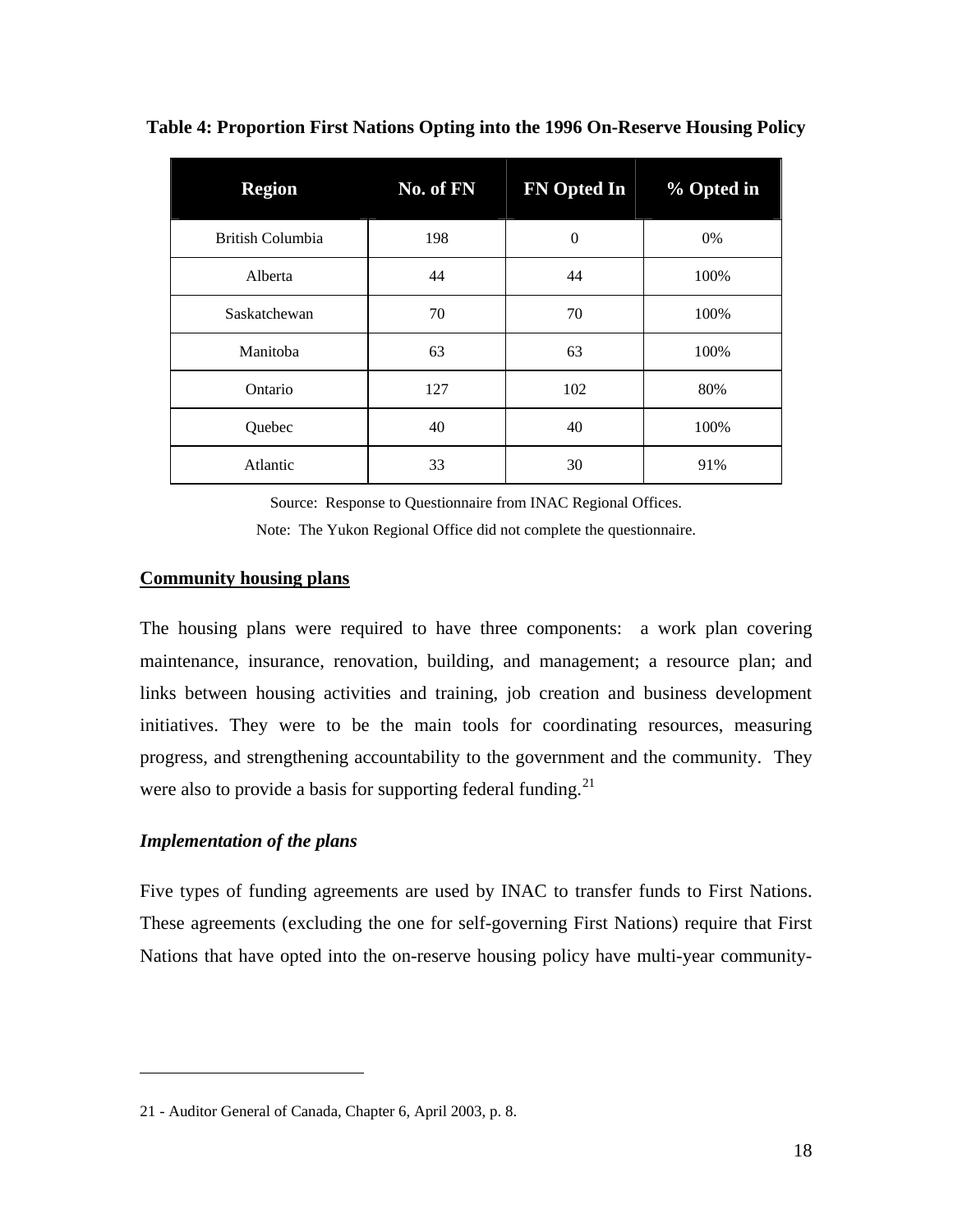**Table 4: Proportion First Nations Opting into the 1996 On-Reserve Housing Policy**

| Region | No. of FN | FN Opted In | % Opted in |
|---|---|---|---|
| British Columbia | 198 | 0 | 0% |
| Alberta | 44 | 44 | 100% |
| Saskatchewan | 70 | 70 | 100% |
| Manitoba | 63 | 63 | 100% |
| Ontario | 127 | 102 | 80% |
| Quebec | 40 | 40 | 100% |
| Atlantic | 33 | 30 | 91% |

Source: Response to Questionnaire from INAC Regional Offices.

Note: The Yukon Regional Office did not complete the questionnaire.

**Community housing plans**

The housing plans were required to have three components: a work plan covering maintenance, insurance, renovation, building, and management; a resource plan; and links between housing activities and training, job creation and business development initiatives. They were to be the main tools for coordinating resources, measuring progress, and strengthening accountability to the government and the community. They were also to provide a basis for supporting federal funding.[21]

***Implementation of the plans***

Five types of funding agreements are used by INAC to transfer funds to First Nations. These agreements (excluding the one for self-governing First Nations) require that First Nations that have opted into the on-reserve housing policy have multi-year community-

---

21 - Auditor General of Canada, Chapter 6, April 2003, p. 8.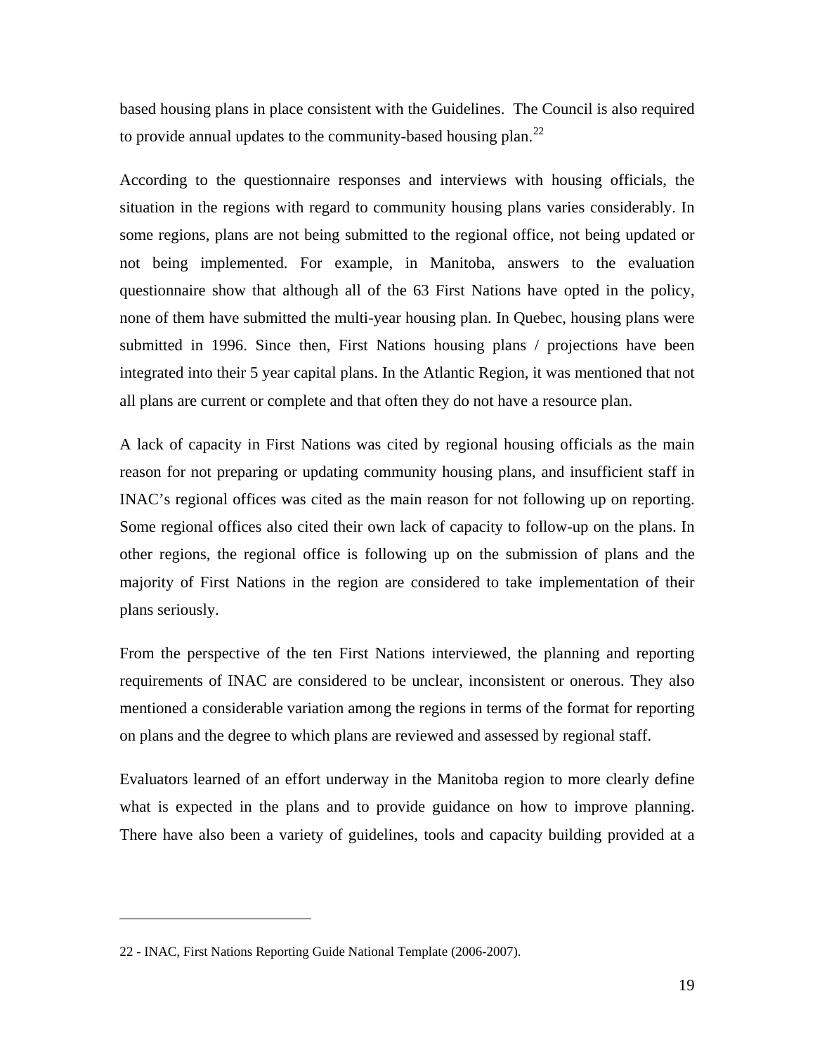based housing plans in place consistent with the Guidelines. The Council is also required to provide annual updates to the community-based housing plan.[22]

According to the questionnaire responses and interviews with housing officials, the situation in the regions with regard to community housing plans varies considerably. In some regions, plans are not being submitted to the regional office, not being updated or not being implemented. For example, in Manitoba, answers to the evaluation questionnaire show that although all of the 63 First Nations have opted in the policy, none of them have submitted the multi-year housing plan. In Quebec, housing plans were submitted in 1996. Since then, First Nations housing plans / projections have been integrated into their 5 year capital plans. In the Atlantic Region, it was mentioned that not all plans are current or complete and that often they do not have a resource plan.

A lack of capacity in First Nations was cited by regional housing officials as the main reason for not preparing or updating community housing plans, and insufficient staff in INAC's regional offices was cited as the main reason for not following up on reporting. Some regional offices also cited their own lack of capacity to follow-up on the plans. In other regions, the regional office is following up on the submission of plans and the majority of First Nations in the region are considered to take implementation of their plans seriously.

From the perspective of the ten First Nations interviewed, the planning and reporting requirements of INAC are considered to be unclear, inconsistent or onerous. They also mentioned a considerable variation among the regions in terms of the format for reporting on plans and the degree to which plans are reviewed and assessed by regional staff.

Evaluators learned of an effort underway in the Manitoba region to more clearly define what is expected in the plans and to provide guidance on how to improve planning. There have also been a variety of guidelines, tools and capacity building provided at a

---

22 - INAC, First Nations Reporting Guide National Template (2006-2007).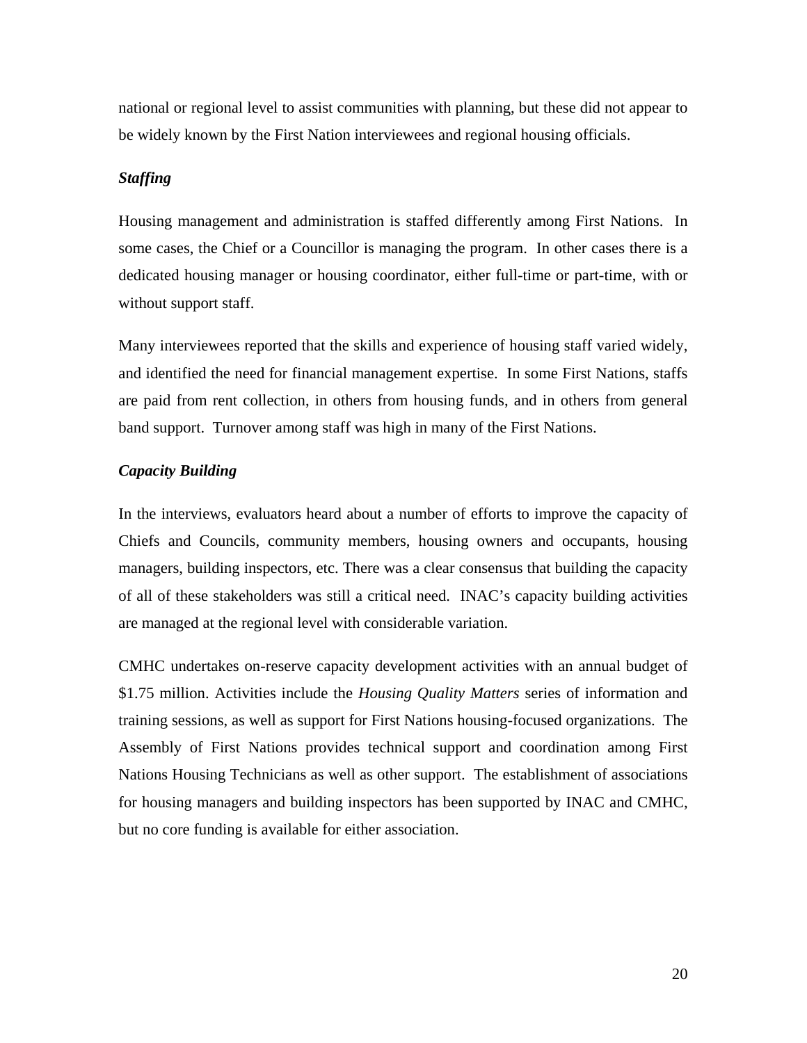national or regional level to assist communities with planning, but these did not appear to be widely known by the First Nation interviewees and regional housing officials.

***Staffing***

Housing management and administration is staffed differently among First Nations. In some cases, the Chief or a Councillor is managing the program. In other cases there is a dedicated housing manager or housing coordinator, either full-time or part-time, with or without support staff.

Many interviewees reported that the skills and experience of housing staff varied widely, and identified the need for financial management expertise. In some First Nations, staffs are paid from rent collection, in others from housing funds, and in others from general band support. Turnover among staff was high in many of the First Nations.

***Capacity Building***

In the interviews, evaluators heard about a number of efforts to improve the capacity of Chiefs and Councils, community members, housing owners and occupants, housing managers, building inspectors, etc. There was a clear consensus that building the capacity of all of these stakeholders was still a critical need. INAC's capacity building activities are managed at the regional level with considerable variation.

CMHC undertakes on-reserve capacity development activities with an annual budget of $1.75 million. Activities include the *Housing Quality Matters* series of information and training sessions, as well as support for First Nations housing-focused organizations. The Assembly of First Nations provides technical support and coordination among First Nations Housing Technicians as well as other support. The establishment of associations for housing managers and building inspectors has been supported by INAC and CMHC, but no core funding is available for either association.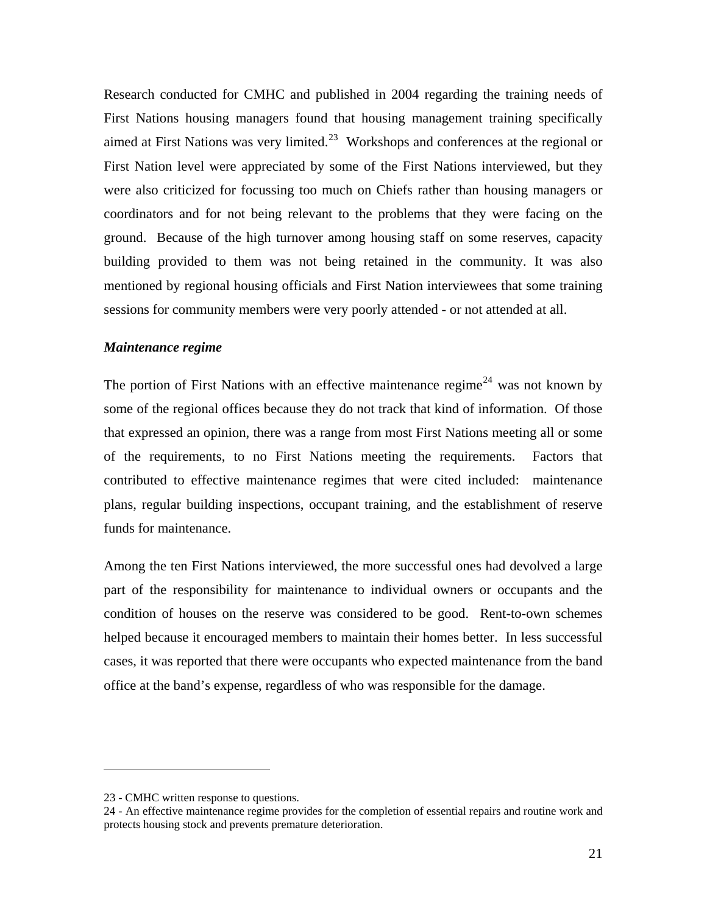Research conducted for CMHC and published in 2004 regarding the training needs of First Nations housing managers found that housing management training specifically aimed at First Nations was very limited.[23] Workshops and conferences at the regional or First Nation level were appreciated by some of the First Nations interviewed, but they were also criticized for focussing too much on Chiefs rather than housing managers or coordinators and for not being relevant to the problems that they were facing on the ground. Because of the high turnover among housing staff on some reserves, capacity building provided to them was not being retained in the community. It was also mentioned by regional housing officials and First Nation interviewees that some training sessions for community members were very poorly attended - or not attended at all.

***Maintenance regime***

The portion of First Nations with an effective maintenance regime[24] was not known by some of the regional offices because they do not track that kind of information. Of those that expressed an opinion, there was a range from most First Nations meeting all or some of the requirements, to no First Nations meeting the requirements. Factors that contributed to effective maintenance regimes that were cited included: maintenance plans, regular building inspections, occupant training, and the establishment of reserve funds for maintenance.

Among the ten First Nations interviewed, the more successful ones had devolved a large part of the responsibility for maintenance to individual owners or occupants and the condition of houses on the reserve was considered to be good. Rent-to-own schemes helped because it encouraged members to maintain their homes better. In less successful cases, it was reported that there were occupants who expected maintenance from the band office at the band's expense, regardless of who was responsible for the damage.

---

23 - CMHC written response to questions.

24 - An effective maintenance regime provides for the completion of essential repairs and routine work and protects housing stock and prevents premature deterioration.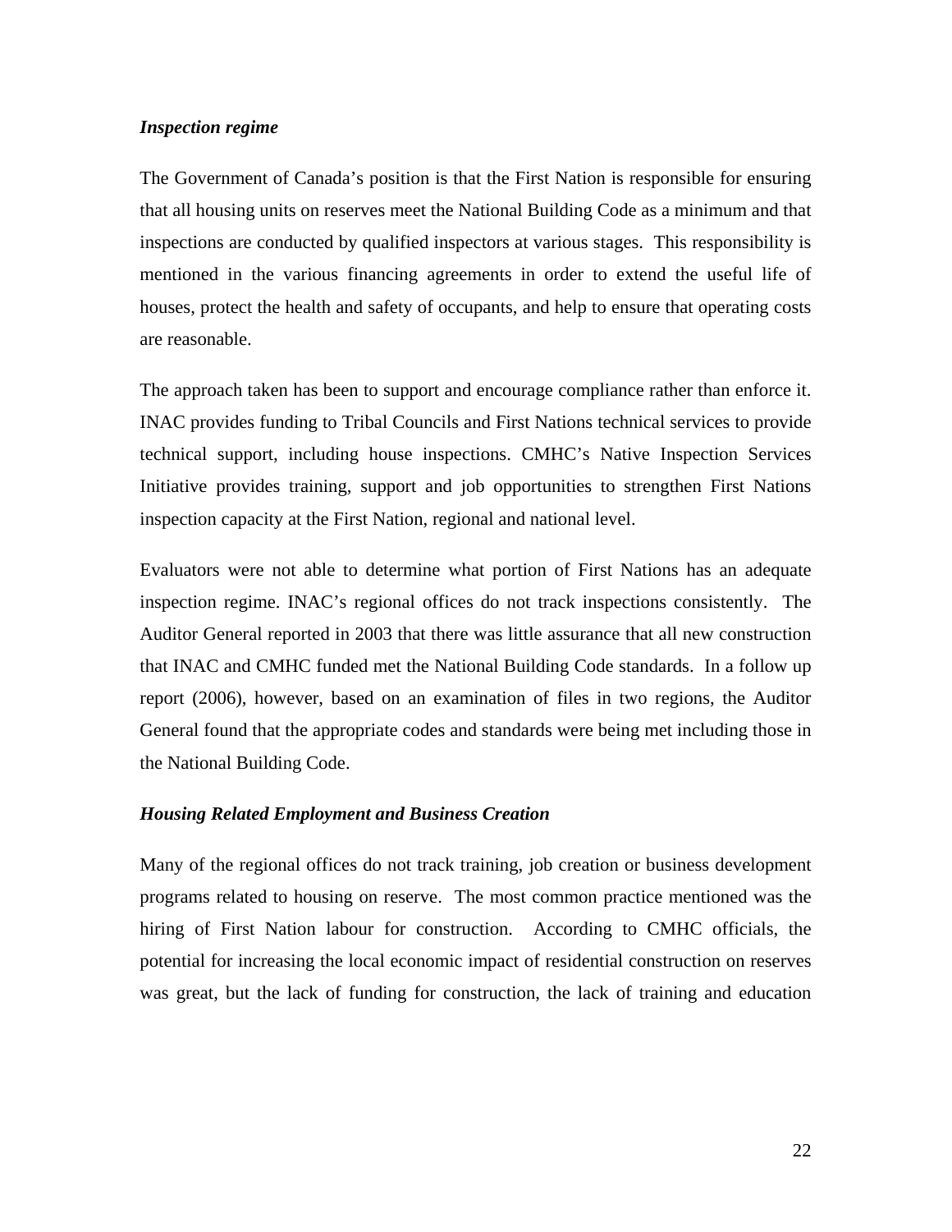*Inspection regime*

The Government of Canada's position is that the First Nation is responsible for ensuring that all housing units on reserves meet the National Building Code as a minimum and that inspections are conducted by qualified inspectors at various stages. This responsibility is mentioned in the various financing agreements in order to extend the useful life of houses, protect the health and safety of occupants, and help to ensure that operating costs are reasonable.

The approach taken has been to support and encourage compliance rather than enforce it. INAC provides funding to Tribal Councils and First Nations technical services to provide technical support, including house inspections. CMHC's Native Inspection Services Initiative provides training, support and job opportunities to strengthen First Nations inspection capacity at the First Nation, regional and national level.

Evaluators were not able to determine what portion of First Nations has an adequate inspection regime. INAC's regional offices do not track inspections consistently. The Auditor General reported in 2003 that there was little assurance that all new construction that INAC and CMHC funded met the National Building Code standards. In a follow up report (2006), however, based on an examination of files in two regions, the Auditor General found that the appropriate codes and standards were being met including those in the National Building Code.

*Housing Related Employment and Business Creation*

Many of the regional offices do not track training, job creation or business development programs related to housing on reserve. The most common practice mentioned was the hiring of First Nation labour for construction. According to CMHC officials, the potential for increasing the local economic impact of residential construction on reserves was great, but the lack of funding for construction, the lack of training and education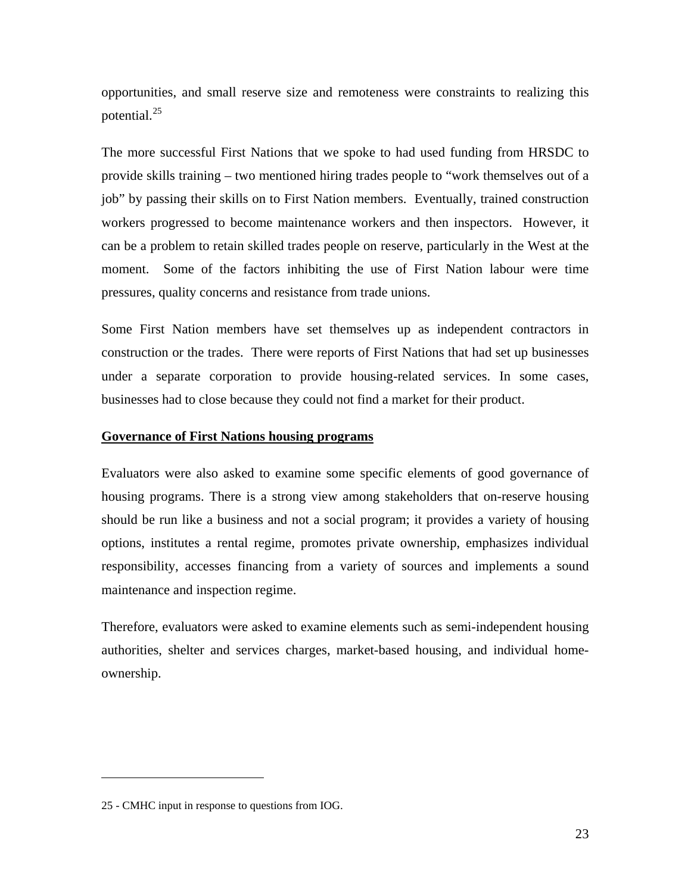opportunities, and small reserve size and remoteness were constraints to realizing this potential.[25]

The more successful First Nations that we spoke to had used funding from HRSDC to provide skills training – two mentioned hiring trades people to "work themselves out of a job" by passing their skills on to First Nation members. Eventually, trained construction workers progressed to become maintenance workers and then inspectors. However, it can be a problem to retain skilled trades people on reserve, particularly in the West at the moment. Some of the factors inhibiting the use of First Nation labour were time pressures, quality concerns and resistance from trade unions.

Some First Nation members have set themselves up as independent contractors in construction or the trades. There were reports of First Nations that had set up businesses under a separate corporation to provide housing-related services. In some cases, businesses had to close because they could not find a market for their product.

## Governance of First Nations housing programs

Evaluators were also asked to examine some specific elements of good governance of housing programs. There is a strong view among stakeholders that on-reserve housing should be run like a business and not a social program; it provides a variety of housing options, institutes a rental regime, promotes private ownership, emphasizes individual responsibility, accesses financing from a variety of sources and implements a sound maintenance and inspection regime.

Therefore, evaluators were asked to examine elements such as semi-independent housing authorities, shelter and services charges, market-based housing, and individual home-ownership.

---

25 - CMHC input in response to questions from IOG.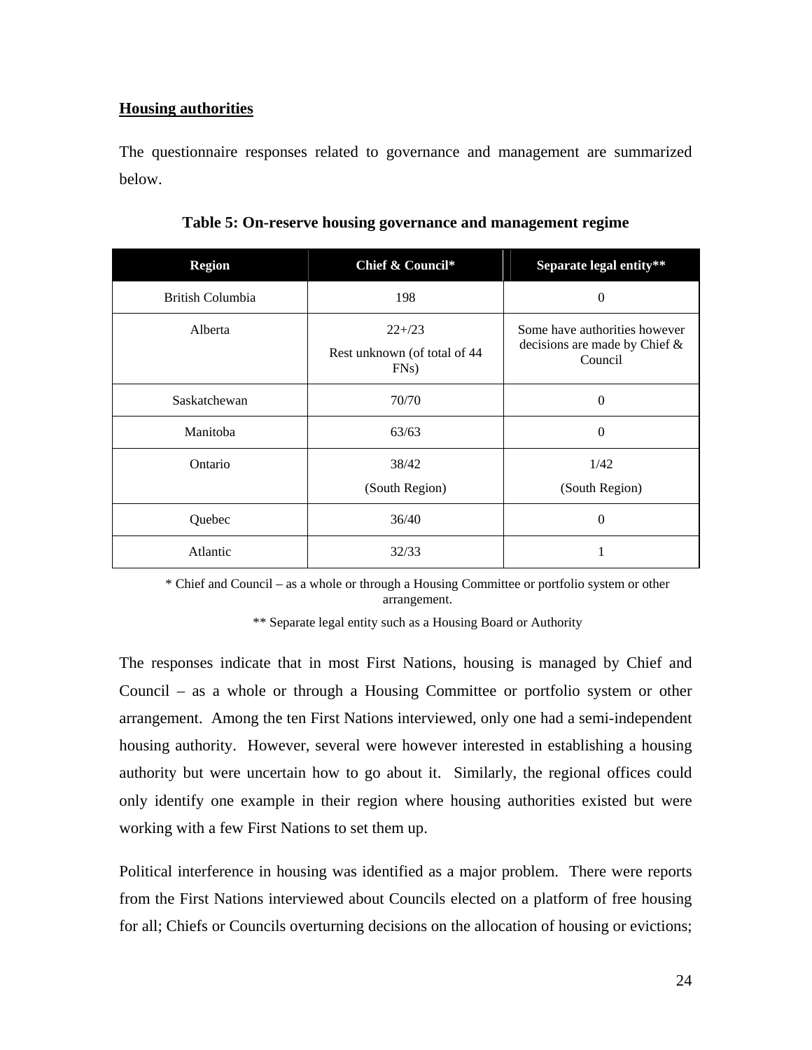**Housing authorities**

The questionnaire responses related to governance and management are summarized below.

**Table 5: On-reserve housing governance and management regime**

| Region | Chief & Council* | Separate legal entity** |
|---|---|---|
| British Columbia | 198 | 0 |
| Alberta | 22+/23<br>Rest unknown (of total of 44 FNs) | Some have authorities however decisions are made by Chief & Council |
| Saskatchewan | 70/70 | 0 |
| Manitoba | 63/63 | 0 |
| Ontario | 38/42<br>(South Region) | 1/42<br>(South Region) |
| Quebec | 36/40 | 0 |
| Atlantic | 32/33 | 1 |

\* Chief and Council – as a whole or through a Housing Committee or portfolio system or other arrangement.

** Separate legal entity such as a Housing Board or Authority

The responses indicate that in most First Nations, housing is managed by Chief and Council – as a whole or through a Housing Committee or portfolio system or other arrangement. Among the ten First Nations interviewed, only one had a semi-independent housing authority. However, several were however interested in establishing a housing authority but were uncertain how to go about it. Similarly, the regional offices could only identify one example in their region where housing authorities existed but were working with a few First Nations to set them up.

Political interference in housing was identified as a major problem. There were reports from the First Nations interviewed about Councils elected on a platform of free housing for all; Chiefs or Councils overturning decisions on the allocation of housing or evictions;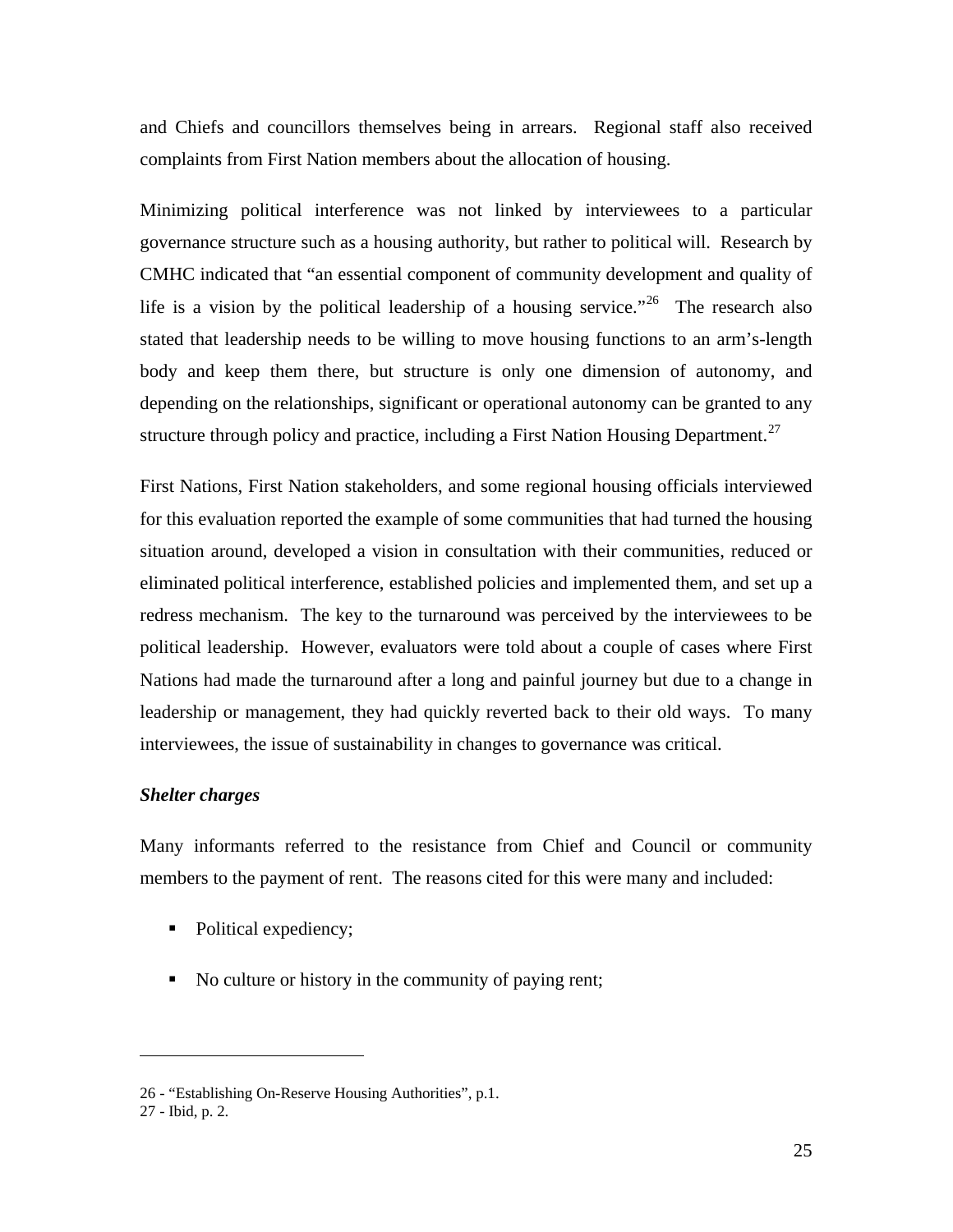and Chiefs and councillors themselves being in arrears. Regional staff also received complaints from First Nation members about the allocation of housing.

Minimizing political interference was not linked by interviewees to a particular governance structure such as a housing authority, but rather to political will. Research by CMHC indicated that "an essential component of community development and quality of life is a vision by the political leadership of a housing service."[26] The research also stated that leadership needs to be willing to move housing functions to an arm's-length body and keep them there, but structure is only one dimension of autonomy, and depending on the relationships, significant or operational autonomy can be granted to any structure through policy and practice, including a First Nation Housing Department.[27]

First Nations, First Nation stakeholders, and some regional housing officials interviewed for this evaluation reported the example of some communities that had turned the housing situation around, developed a vision in consultation with their communities, reduced or eliminated political interference, established policies and implemented them, and set up a redress mechanism. The key to the turnaround was perceived by the interviewees to be political leadership. However, evaluators were told about a couple of cases where First Nations had made the turnaround after a long and painful journey but due to a change in leadership or management, they had quickly reverted back to their old ways. To many interviewees, the issue of sustainability in changes to governance was critical.

***Shelter charges***

Many informants referred to the resistance from Chief and Council or community members to the payment of rent. The reasons cited for this were many and included:

- Political expediency;
- No culture or history in the community of paying rent;

---

26 - "Establishing On-Reserve Housing Authorities", p.1.

27 - Ibid, p. 2.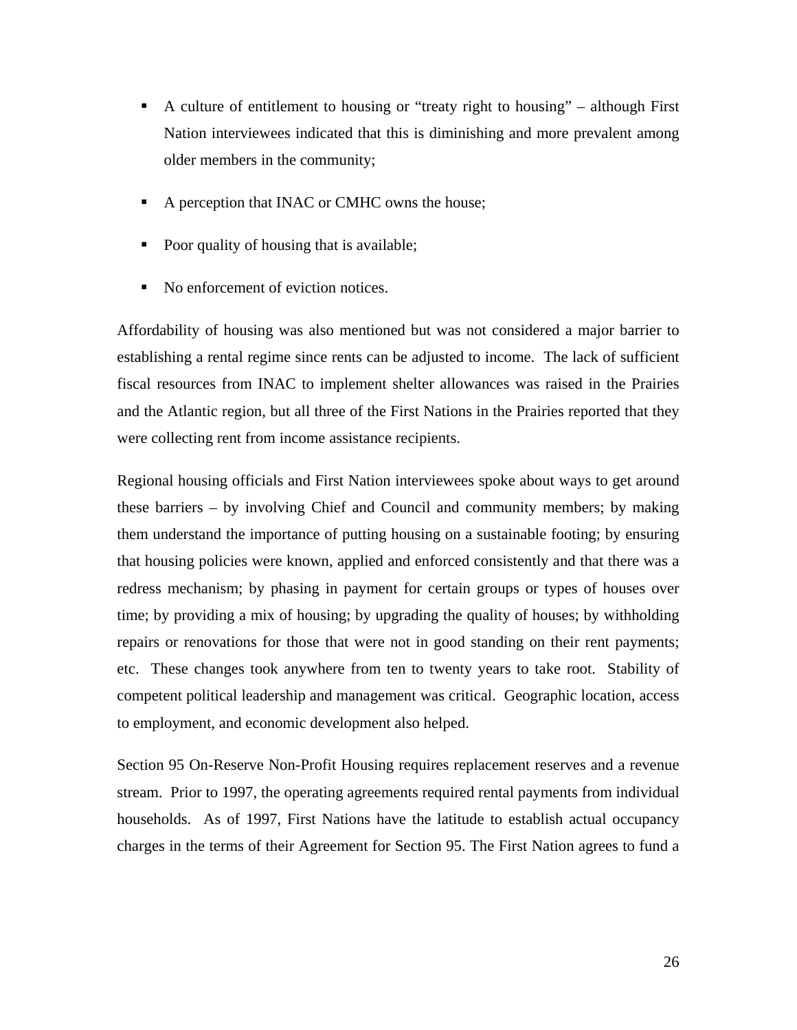- A culture of entitlement to housing or "treaty right to housing" – although First Nation interviewees indicated that this is diminishing and more prevalent among older members in the community;
- A perception that INAC or CMHC owns the house;
- Poor quality of housing that is available;
- No enforcement of eviction notices.

Affordability of housing was also mentioned but was not considered a major barrier to establishing a rental regime since rents can be adjusted to income. The lack of sufficient fiscal resources from INAC to implement shelter allowances was raised in the Prairies and the Atlantic region, but all three of the First Nations in the Prairies reported that they were collecting rent from income assistance recipients.

Regional housing officials and First Nation interviewees spoke about ways to get around these barriers – by involving Chief and Council and community members; by making them understand the importance of putting housing on a sustainable footing; by ensuring that housing policies were known, applied and enforced consistently and that there was a redress mechanism; by phasing in payment for certain groups or types of houses over time; by providing a mix of housing; by upgrading the quality of houses; by withholding repairs or renovations for those that were not in good standing on their rent payments; etc. These changes took anywhere from ten to twenty years to take root. Stability of competent political leadership and management was critical. Geographic location, access to employment, and economic development also helped.

Section 95 On-Reserve Non-Profit Housing requires replacement reserves and a revenue stream. Prior to 1997, the operating agreements required rental payments from individual households. As of 1997, First Nations have the latitude to establish actual occupancy charges in the terms of their Agreement for Section 95. The First Nation agrees to fund a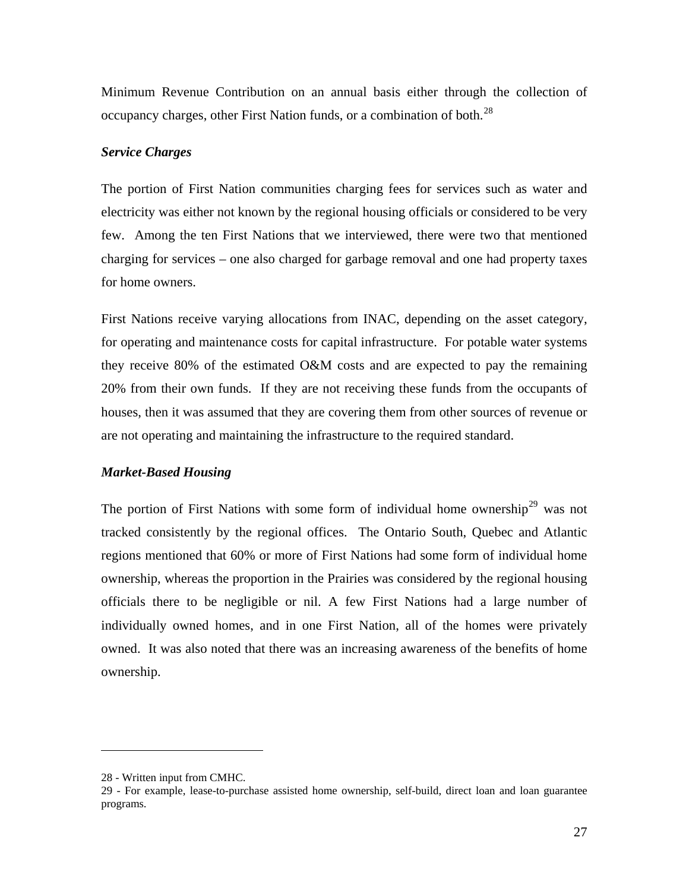Minimum Revenue Contribution on an annual basis either through the collection of occupancy charges, other First Nation funds, or a combination of both.[28]

***Service Charges***

The portion of First Nation communities charging fees for services such as water and electricity was either not known by the regional housing officials or considered to be very few. Among the ten First Nations that we interviewed, there were two that mentioned charging for services – one also charged for garbage removal and one had property taxes for home owners.

First Nations receive varying allocations from INAC, depending on the asset category, for operating and maintenance costs for capital infrastructure. For potable water systems they receive 80% of the estimated O&M costs and are expected to pay the remaining 20% from their own funds. If they are not receiving these funds from the occupants of houses, then it was assumed that they are covering them from other sources of revenue or are not operating and maintaining the infrastructure to the required standard.

***Market-Based Housing***

The portion of First Nations with some form of individual home ownership[29] was not tracked consistently by the regional offices. The Ontario South, Quebec and Atlantic regions mentioned that 60% or more of First Nations had some form of individual home ownership, whereas the proportion in the Prairies was considered by the regional housing officials there to be negligible or nil. A few First Nations had a large number of individually owned homes, and in one First Nation, all of the homes were privately owned. It was also noted that there was an increasing awareness of the benefits of home ownership.

---

28 - Written input from CMHC.

29 - For example, lease-to-purchase assisted home ownership, self-build, direct loan and loan guarantee programs.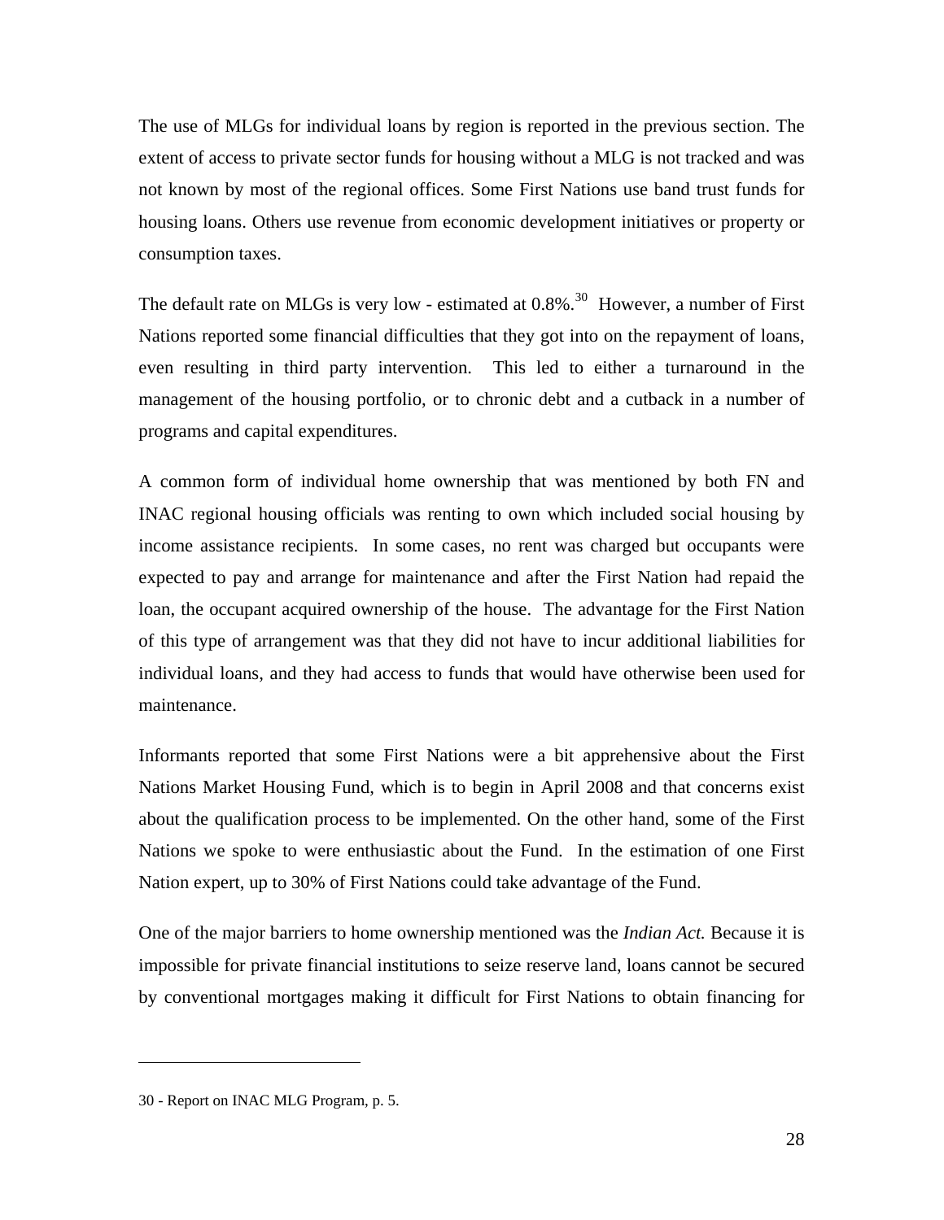The use of MLGs for individual loans by region is reported in the previous section. The extent of access to private sector funds for housing without a MLG is not tracked and was not known by most of the regional offices. Some First Nations use band trust funds for housing loans. Others use revenue from economic development initiatives or property or consumption taxes.

The default rate on MLGs is very low - estimated at 0.8%.[30] However, a number of First Nations reported some financial difficulties that they got into on the repayment of loans, even resulting in third party intervention. This led to either a turnaround in the management of the housing portfolio, or to chronic debt and a cutback in a number of programs and capital expenditures.

A common form of individual home ownership that was mentioned by both FN and INAC regional housing officials was renting to own which included social housing by income assistance recipients. In some cases, no rent was charged but occupants were expected to pay and arrange for maintenance and after the First Nation had repaid the loan, the occupant acquired ownership of the house. The advantage for the First Nation of this type of arrangement was that they did not have to incur additional liabilities for individual loans, and they had access to funds that would have otherwise been used for maintenance.

Informants reported that some First Nations were a bit apprehensive about the First Nations Market Housing Fund, which is to begin in April 2008 and that concerns exist about the qualification process to be implemented. On the other hand, some of the First Nations we spoke to were enthusiastic about the Fund. In the estimation of one First Nation expert, up to 30% of First Nations could take advantage of the Fund.

One of the major barriers to home ownership mentioned was the *Indian Act.* Because it is impossible for private financial institutions to seize reserve land, loans cannot be secured by conventional mortgages making it difficult for First Nations to obtain financing for

---

30 - Report on INAC MLG Program, p. 5.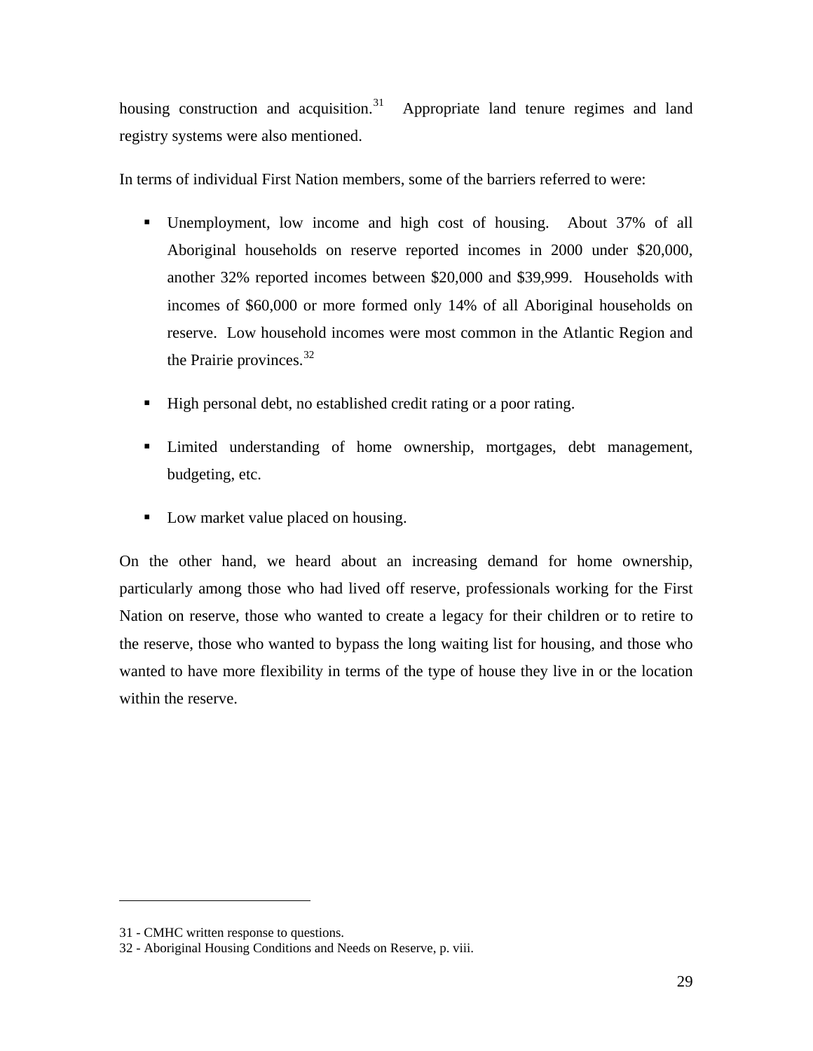housing construction and acquisition.[31] Appropriate land tenure regimes and land registry systems were also mentioned.

In terms of individual First Nation members, some of the barriers referred to were:

- Unemployment, low income and high cost of housing. About 37% of all Aboriginal households on reserve reported incomes in 2000 under $20,000, another 32% reported incomes between $20,000 and $39,999. Households with incomes of $60,000 or more formed only 14% of all Aboriginal households on reserve. Low household incomes were most common in the Atlantic Region and the Prairie provinces.[32]
- High personal debt, no established credit rating or a poor rating.
- Limited understanding of home ownership, mortgages, debt management, budgeting, etc.
- Low market value placed on housing.

On the other hand, we heard about an increasing demand for home ownership, particularly among those who had lived off reserve, professionals working for the First Nation on reserve, those who wanted to create a legacy for their children or to retire to the reserve, those who wanted to bypass the long waiting list for housing, and those who wanted to have more flexibility in terms of the type of house they live in or the location within the reserve.

---

31 - CMHC written response to questions.

32 - Aboriginal Housing Conditions and Needs on Reserve, p. viii.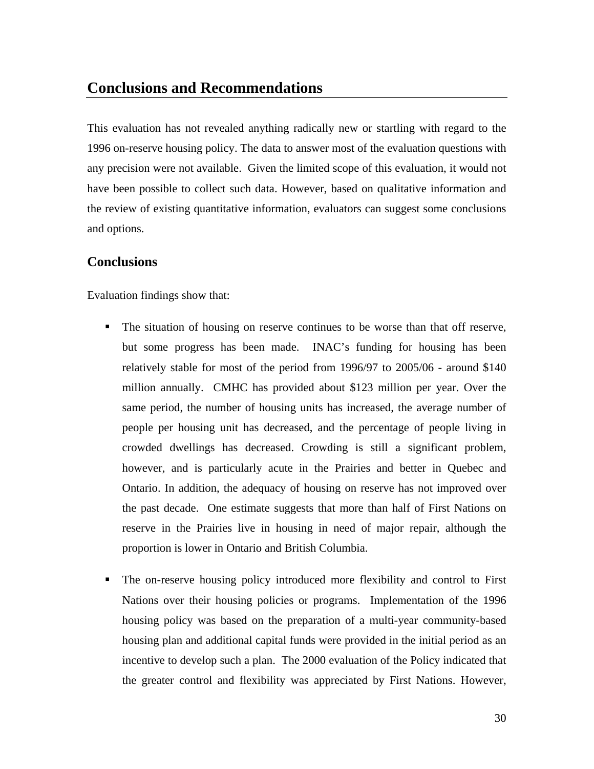## Conclusions and Recommendations

This evaluation has not revealed anything radically new or startling with regard to the 1996 on-reserve housing policy. The data to answer most of the evaluation questions with any precision were not available. Given the limited scope of this evaluation, it would not have been possible to collect such data. However, based on qualitative information and the review of existing quantitative information, evaluators can suggest some conclusions and options.

### Conclusions

Evaluation findings show that:

- The situation of housing on reserve continues to be worse than that off reserve, but some progress has been made. INAC's funding for housing has been relatively stable for most of the period from 1996/97 to 2005/06 - around $140 million annually. CMHC has provided about $123 million per year. Over the same period, the number of housing units has increased, the average number of people per housing unit has decreased, and the percentage of people living in crowded dwellings has decreased. Crowding is still a significant problem, however, and is particularly acute in the Prairies and better in Quebec and Ontario. In addition, the adequacy of housing on reserve has not improved over the past decade. One estimate suggests that more than half of First Nations on reserve in the Prairies live in housing in need of major repair, although the proportion is lower in Ontario and British Columbia.

- The on-reserve housing policy introduced more flexibility and control to First Nations over their housing policies or programs. Implementation of the 1996 housing policy was based on the preparation of a multi-year community-based housing plan and additional capital funds were provided in the initial period as an incentive to develop such a plan. The 2000 evaluation of the Policy indicated that the greater control and flexibility was appreciated by First Nations. However,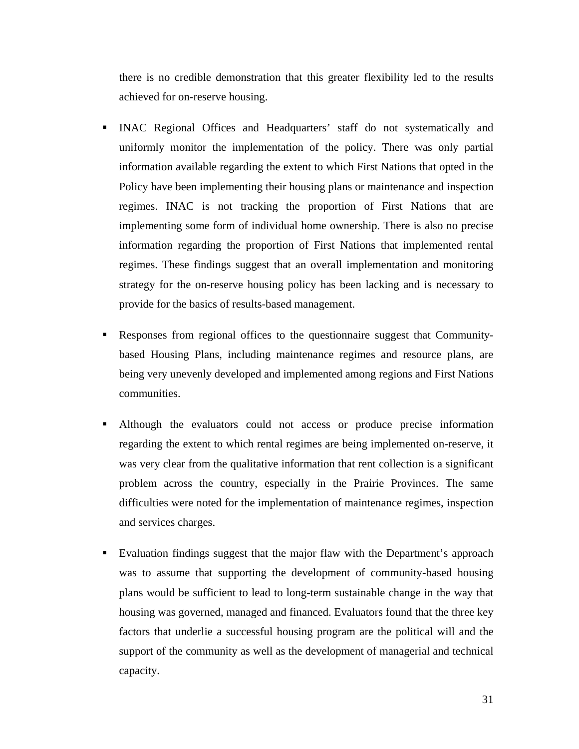there is no credible demonstration that this greater flexibility led to the results achieved for on-reserve housing.

- INAC Regional Offices and Headquarters' staff do not systematically and uniformly monitor the implementation of the policy. There was only partial information available regarding the extent to which First Nations that opted in the Policy have been implementing their housing plans or maintenance and inspection regimes. INAC is not tracking the proportion of First Nations that are implementing some form of individual home ownership. There is also no precise information regarding the proportion of First Nations that implemented rental regimes. These findings suggest that an overall implementation and monitoring strategy for the on-reserve housing policy has been lacking and is necessary to provide for the basics of results-based management.

- Responses from regional offices to the questionnaire suggest that Community-based Housing Plans, including maintenance regimes and resource plans, are being very unevenly developed and implemented among regions and First Nations communities.

- Although the evaluators could not access or produce precise information regarding the extent to which rental regimes are being implemented on-reserve, it was very clear from the qualitative information that rent collection is a significant problem across the country, especially in the Prairie Provinces. The same difficulties were noted for the implementation of maintenance regimes, inspection and services charges.

- Evaluation findings suggest that the major flaw with the Department's approach was to assume that supporting the development of community-based housing plans would be sufficient to lead to long-term sustainable change in the way that housing was governed, managed and financed. Evaluators found that the three key factors that underlie a successful housing program are the political will and the support of the community as well as the development of managerial and technical capacity.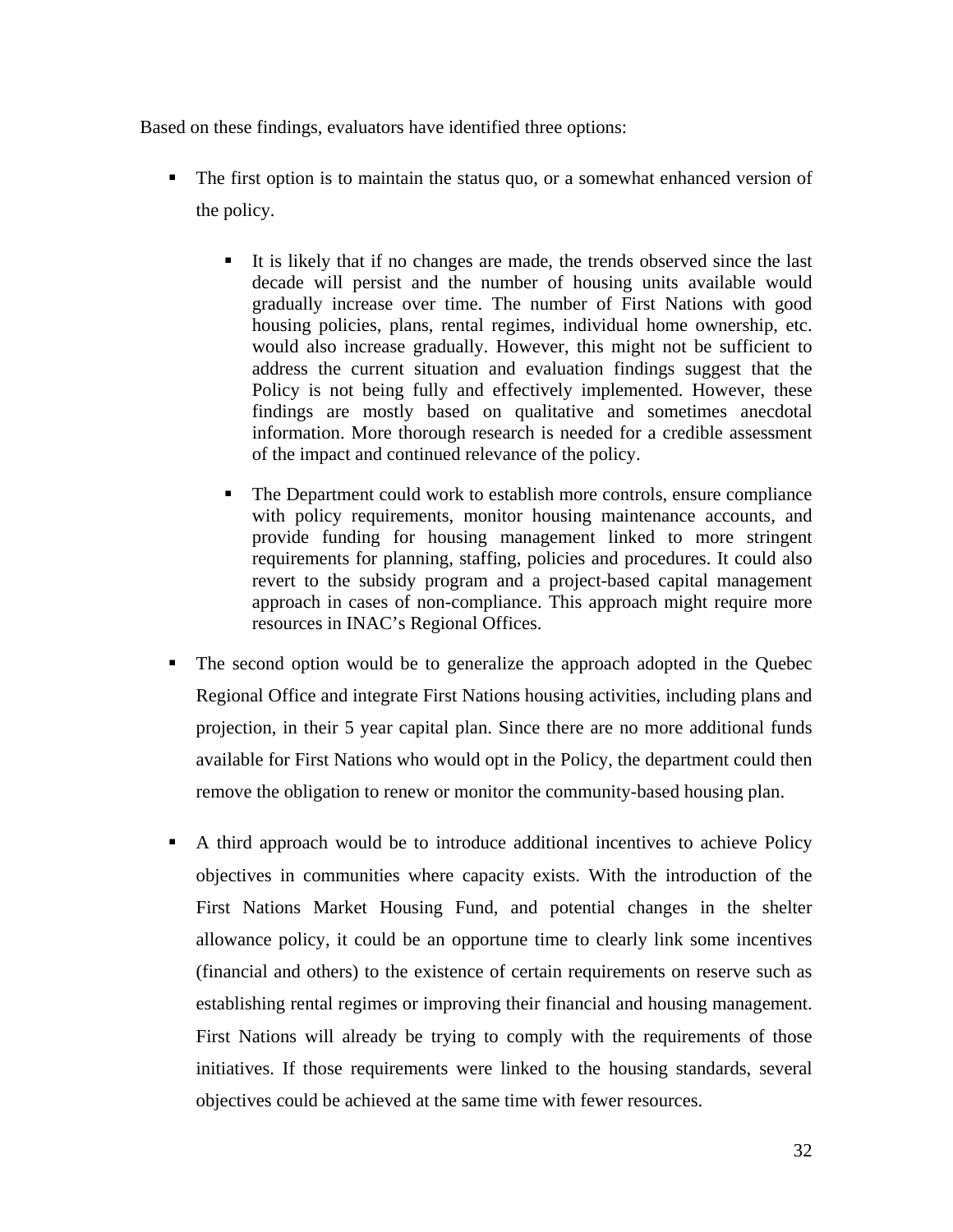Based on these findings, evaluators have identified three options:

- The first option is to maintain the status quo, or a somewhat enhanced version of the policy.

  - It is likely that if no changes are made, the trends observed since the last decade will persist and the number of housing units available would gradually increase over time. The number of First Nations with good housing policies, plans, rental regimes, individual home ownership, etc. would also increase gradually. However, this might not be sufficient to address the current situation and evaluation findings suggest that the Policy is not being fully and effectively implemented. However, these findings are mostly based on qualitative and sometimes anecdotal information. More thorough research is needed for a credible assessment of the impact and continued relevance of the policy.

  - The Department could work to establish more controls, ensure compliance with policy requirements, monitor housing maintenance accounts, and provide funding for housing management linked to more stringent requirements for planning, staffing, policies and procedures. It could also revert to the subsidy program and a project-based capital management approach in cases of non-compliance. This approach might require more resources in INAC's Regional Offices.

- The second option would be to generalize the approach adopted in the Quebec Regional Office and integrate First Nations housing activities, including plans and projection, in their 5 year capital plan. Since there are no more additional funds available for First Nations who would opt in the Policy, the department could then remove the obligation to renew or monitor the community-based housing plan.

- A third approach would be to introduce additional incentives to achieve Policy objectives in communities where capacity exists. With the introduction of the First Nations Market Housing Fund, and potential changes in the shelter allowance policy, it could be an opportune time to clearly link some incentives (financial and others) to the existence of certain requirements on reserve such as establishing rental regimes or improving their financial and housing management. First Nations will already be trying to comply with the requirements of those initiatives. If those requirements were linked to the housing standards, several objectives could be achieved at the same time with fewer resources.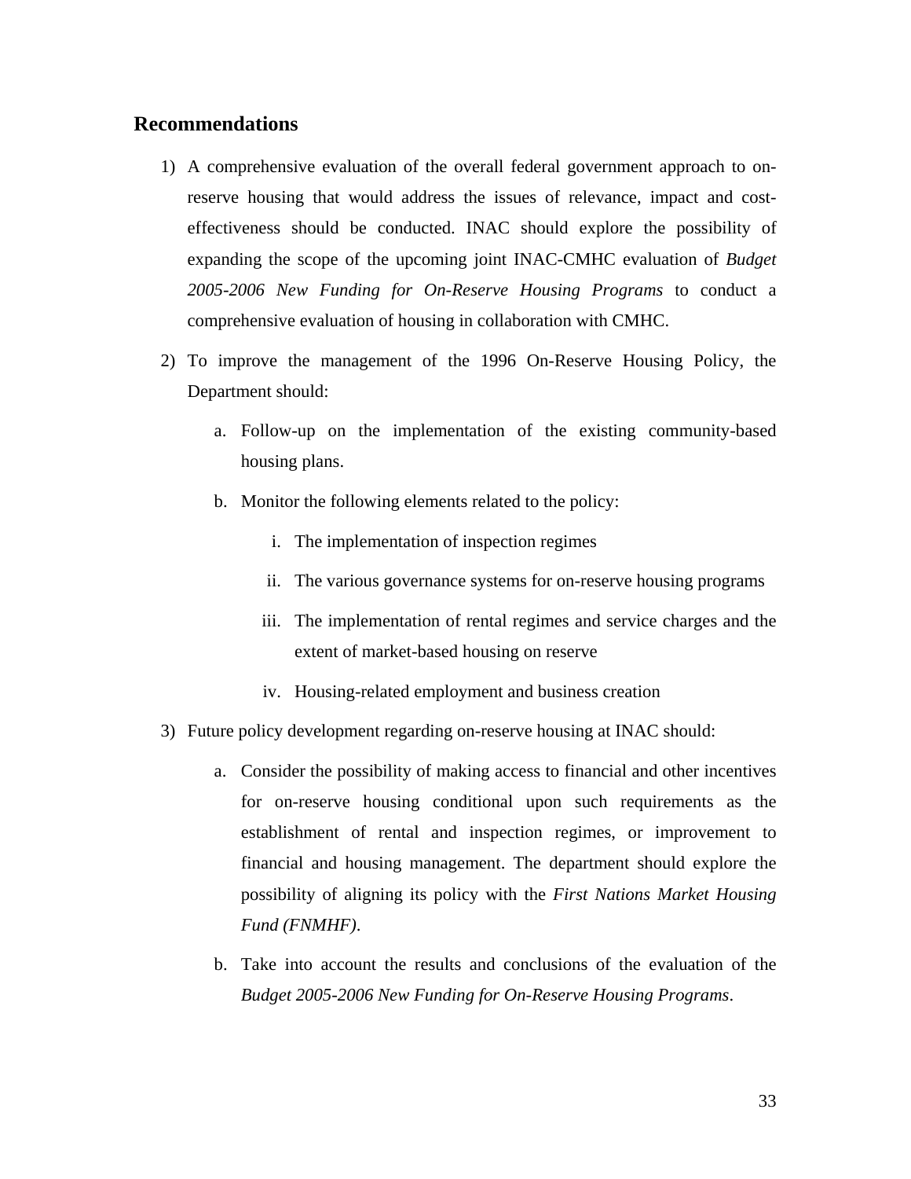## Recommendations

1) A comprehensive evaluation of the overall federal government approach to on-reserve housing that would address the issues of relevance, impact and cost-effectiveness should be conducted. INAC should explore the possibility of expanding the scope of the upcoming joint INAC-CMHC evaluation of *Budget 2005-2006 New Funding for On-Reserve Housing Programs* to conduct a comprehensive evaluation of housing in collaboration with CMHC.

2) To improve the management of the 1996 On-Reserve Housing Policy, the Department should:

   a. Follow-up on the implementation of the existing community-based housing plans.

   b. Monitor the following elements related to the policy:

      i. The implementation of inspection regimes

      ii. The various governance systems for on-reserve housing programs

      iii. The implementation of rental regimes and service charges and the extent of market-based housing on reserve

      iv. Housing-related employment and business creation

3) Future policy development regarding on-reserve housing at INAC should:

   a. Consider the possibility of making access to financial and other incentives for on-reserve housing conditional upon such requirements as the establishment of rental and inspection regimes, or improvement to financial and housing management. The department should explore the possibility of aligning its policy with the *First Nations Market Housing Fund (FNMHF)*.

   b. Take into account the results and conclusions of the evaluation of the *Budget 2005-2006 New Funding for On-Reserve Housing Programs*.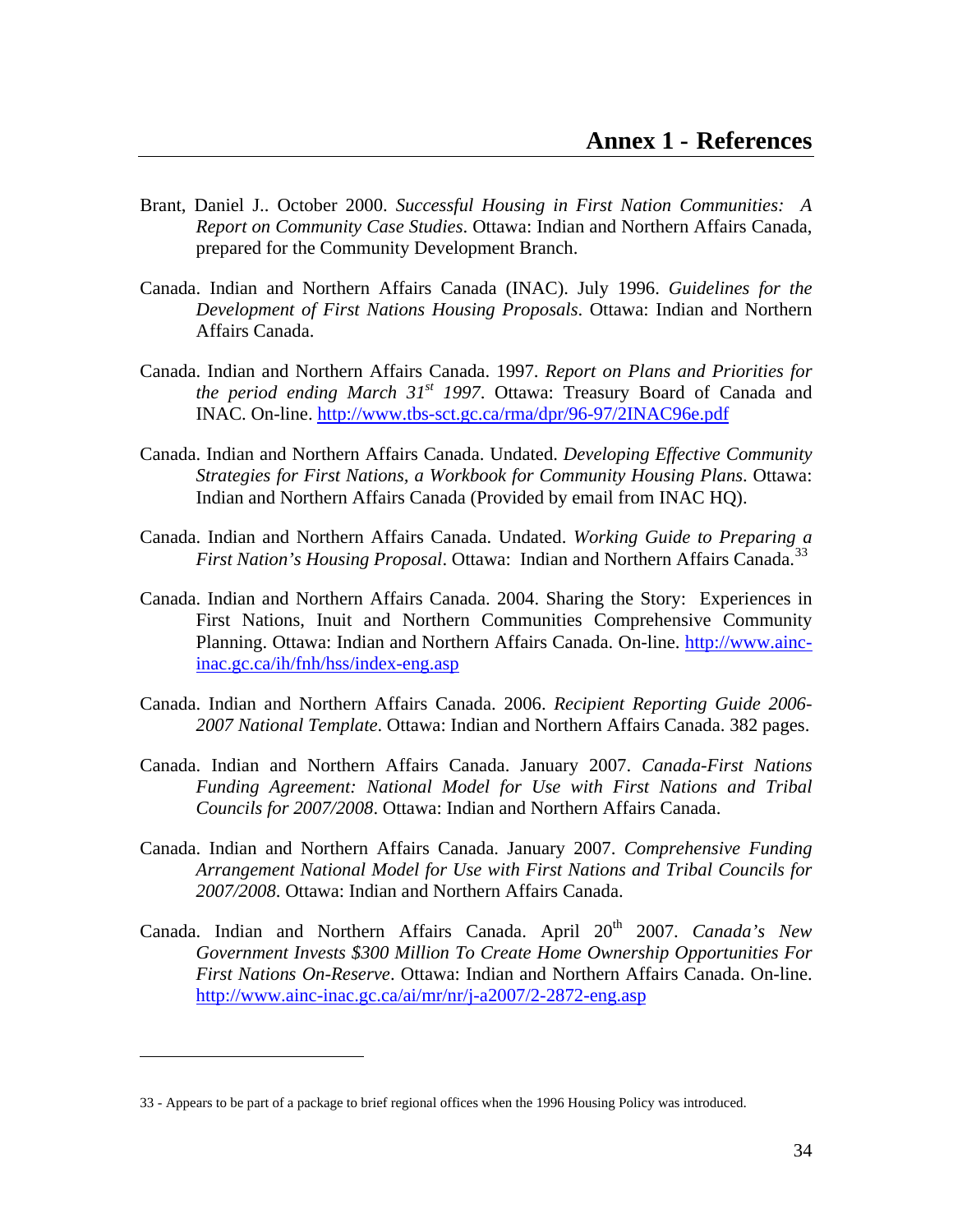# Annex 1 - References

Brant, Daniel J.. October 2000. *Successful Housing in First Nation Communities: A Report on Community Case Studies*. Ottawa: Indian and Northern Affairs Canada, prepared for the Community Development Branch.

Canada. Indian and Northern Affairs Canada (INAC). July 1996. *Guidelines for the Development of First Nations Housing Proposals*. Ottawa: Indian and Northern Affairs Canada.

Canada. Indian and Northern Affairs Canada. 1997. *Report on Plans and Priorities for the period ending March 31st 1997*. Ottawa: Treasury Board of Canada and INAC. On-line. http://www.tbs-sct.gc.ca/rma/dpr/96-97/2INAC96e.pdf

Canada. Indian and Northern Affairs Canada. Undated. *Developing Effective Community Strategies for First Nations, a Workbook for Community Housing Plans*. Ottawa: Indian and Northern Affairs Canada (Provided by email from INAC HQ).

Canada. Indian and Northern Affairs Canada. Undated. *Working Guide to Preparing a First Nation's Housing Proposal*. Ottawa: Indian and Northern Affairs Canada.[33]

Canada. Indian and Northern Affairs Canada. 2004. Sharing the Story: Experiences in First Nations, Inuit and Northern Communities Comprehensive Community Planning. Ottawa: Indian and Northern Affairs Canada. On-line. http://www.ainc-inac.gc.ca/ih/fnh/hss/index-eng.asp

Canada. Indian and Northern Affairs Canada. 2006. *Recipient Reporting Guide 2006-2007 National Template*. Ottawa: Indian and Northern Affairs Canada. 382 pages.

Canada. Indian and Northern Affairs Canada. January 2007. *Canada-First Nations Funding Agreement: National Model for Use with First Nations and Tribal Councils for 2007/2008*. Ottawa: Indian and Northern Affairs Canada.

Canada. Indian and Northern Affairs Canada. January 2007. *Comprehensive Funding Arrangement National Model for Use with First Nations and Tribal Councils for 2007/2008*. Ottawa: Indian and Northern Affairs Canada.

Canada. Indian and Northern Affairs Canada. April 20th 2007. *Canada's New Government Invests $300 Million To Create Home Ownership Opportunities For First Nations On-Reserve*. Ottawa: Indian and Northern Affairs Canada. On-line. http://www.ainc-inac.gc.ca/ai/mr/nr/j-a2007/2-2872-eng.asp

---

33 - Appears to be part of a package to brief regional offices when the 1996 Housing Policy was introduced.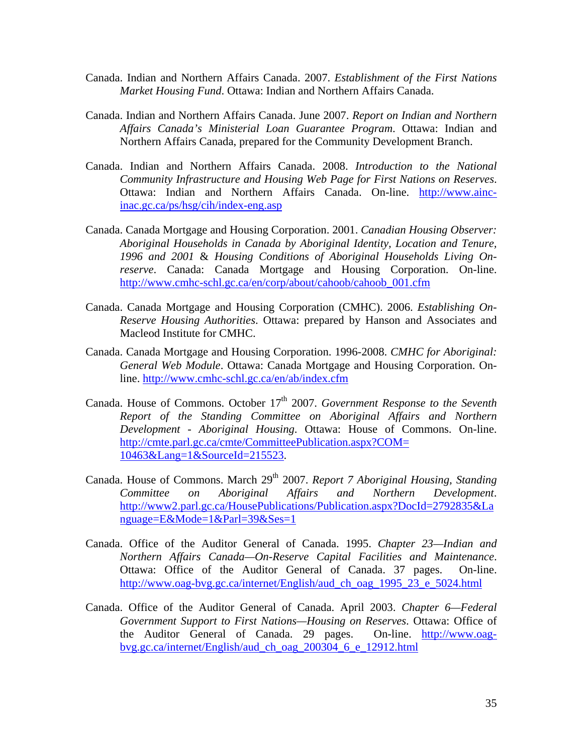Canada. Indian and Northern Affairs Canada. 2007. *Establishment of the First Nations Market Housing Fund*. Ottawa: Indian and Northern Affairs Canada.

Canada. Indian and Northern Affairs Canada. June 2007. *Report on Indian and Northern Affairs Canada's Ministerial Loan Guarantee Program*. Ottawa: Indian and Northern Affairs Canada, prepared for the Community Development Branch.

Canada. Indian and Northern Affairs Canada. 2008. *Introduction to the National Community Infrastructure and Housing Web Page for First Nations on Reserves*. Ottawa: Indian and Northern Affairs Canada. On-line. http://www.ainc-inac.gc.ca/ps/hsg/cih/index-eng.asp

Canada. Canada Mortgage and Housing Corporation. 2001. *Canadian Housing Observer: Aboriginal Households in Canada by Aboriginal Identity, Location and Tenure, 1996 and 2001* & *Housing Conditions of Aboriginal Households Living On-reserve*. Canada: Canada Mortgage and Housing Corporation. On-line. http://www.cmhc-schl.gc.ca/en/corp/about/cahoob/cahoob_001.cfm

Canada. Canada Mortgage and Housing Corporation (CMHC). 2006. *Establishing On-Reserve Housing Authorities*. Ottawa: prepared by Hanson and Associates and Macleod Institute for CMHC.

Canada. Canada Mortgage and Housing Corporation. 1996-2008. *CMHC for Aboriginal: General Web Module*. Ottawa: Canada Mortgage and Housing Corporation. On-line. http://www.cmhc-schl.gc.ca/en/ab/index.cfm

Canada. House of Commons. October 17th 2007. *Government Response to the Seventh Report of the Standing Committee on Aboriginal Affairs and Northern Development - Aboriginal Housing*. Ottawa: House of Commons. On-line. http://cmte.parl.gc.ca/cmte/CommitteePublication.aspx?COM=10463&Lang=1&SourceId=215523.

Canada. House of Commons. March 29th 2007. *Report 7 Aboriginal Housing, Standing Committee on Aboriginal Affairs and Northern Development*. http://www2.parl.gc.ca/HousePublications/Publication.aspx?DocId=2792835&Language=E&Mode=1&Parl=39&Ses=1

Canada. Office of the Auditor General of Canada. 1995. *Chapter 23—Indian and Northern Affairs Canada—On-Reserve Capital Facilities and Maintenance*. Ottawa: Office of the Auditor General of Canada. 37 pages. On-line. http://www.oag-bvg.gc.ca/internet/English/aud_ch_oag_1995_23_e_5024.html

Canada. Office of the Auditor General of Canada. April 2003. *Chapter 6—Federal Government Support to First Nations—Housing on Reserves*. Ottawa: Office of the Auditor General of Canada. 29 pages. On-line. http://www.oag-bvg.gc.ca/internet/English/aud_ch_oag_200304_6_e_12912.html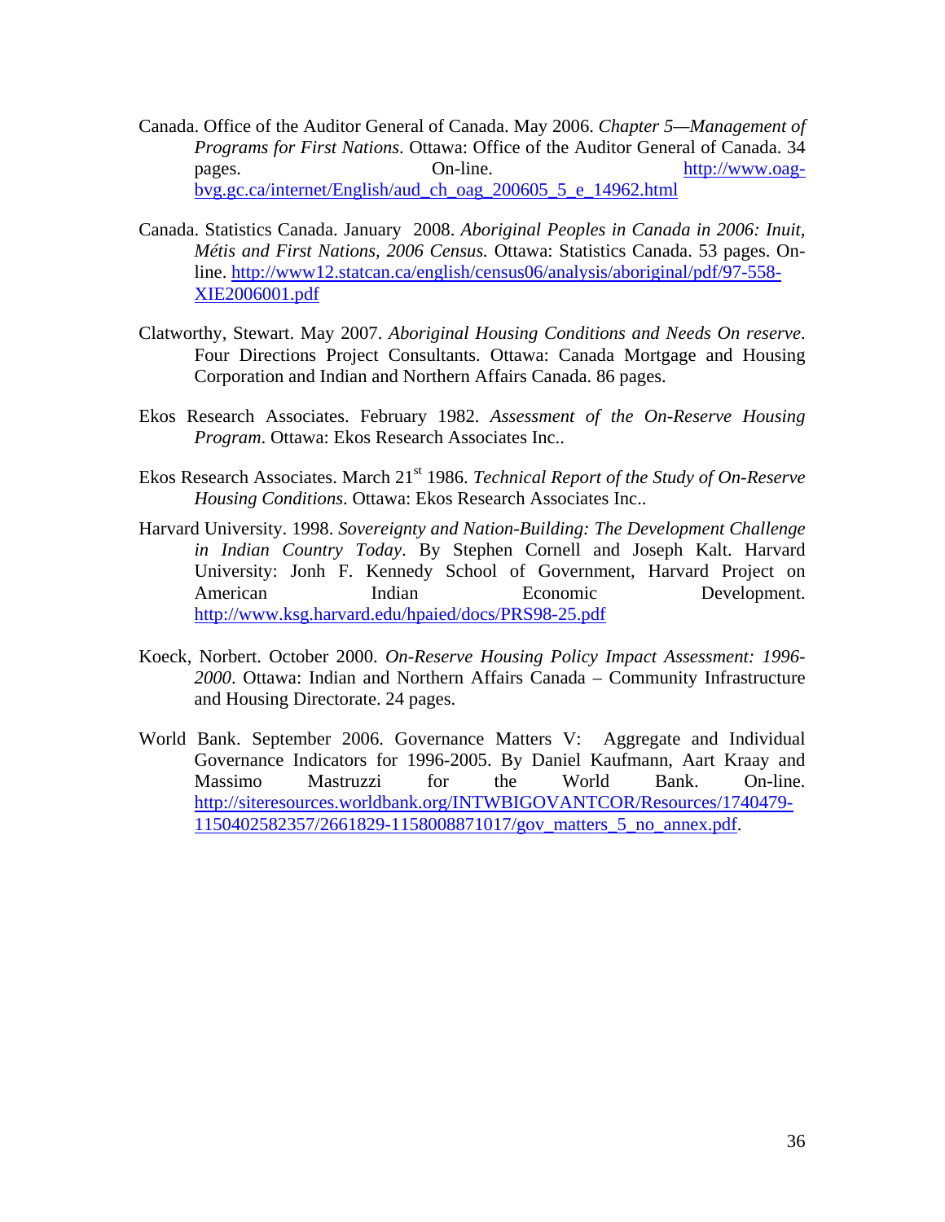Canada. Office of the Auditor General of Canada. May 2006. *Chapter 5—Management of Programs for First Nations*. Ottawa: Office of the Auditor General of Canada. 34 pages. On-line. http://www.oag-bvg.gc.ca/internet/English/aud_ch_oag_200605_5_e_14962.html

Canada. Statistics Canada. January 2008. *Aboriginal Peoples in Canada in 2006: Inuit, Métis and First Nations, 2006 Census.* Ottawa: Statistics Canada. 53 pages. On-line. http://www12.statcan.ca/english/census06/analysis/aboriginal/pdf/97-558-XIE2006001.pdf

Clatworthy, Stewart. May 2007. *Aboriginal Housing Conditions and Needs On reserve*. Four Directions Project Consultants. Ottawa: Canada Mortgage and Housing Corporation and Indian and Northern Affairs Canada. 86 pages.

Ekos Research Associates. February 1982. *Assessment of the On-Reserve Housing Program*. Ottawa: Ekos Research Associates Inc..

Ekos Research Associates. March 21st 1986. *Technical Report of the Study of On-Reserve Housing Conditions*. Ottawa: Ekos Research Associates Inc..

Harvard University. 1998. *Sovereignty and Nation-Building: The Development Challenge in Indian Country Today*. By Stephen Cornell and Joseph Kalt. Harvard University: Jonh F. Kennedy School of Government, Harvard Project on American Indian Economic Development. http://www.ksg.harvard.edu/hpaied/docs/PRS98-25.pdf

Koeck, Norbert. October 2000. *On-Reserve Housing Policy Impact Assessment: 1996-2000*. Ottawa: Indian and Northern Affairs Canada – Community Infrastructure and Housing Directorate. 24 pages.

World Bank. September 2006. Governance Matters V: Aggregate and Individual Governance Indicators for 1996-2005. By Daniel Kaufmann, Aart Kraay and Massimo Mastruzzi for the World Bank. On-line. http://siteresources.worldbank.org/INTWBIGOVANTCOR/Resources/1740479-1150402582357/2661829-1158008871017/gov_matters_5_no_annex.pdf.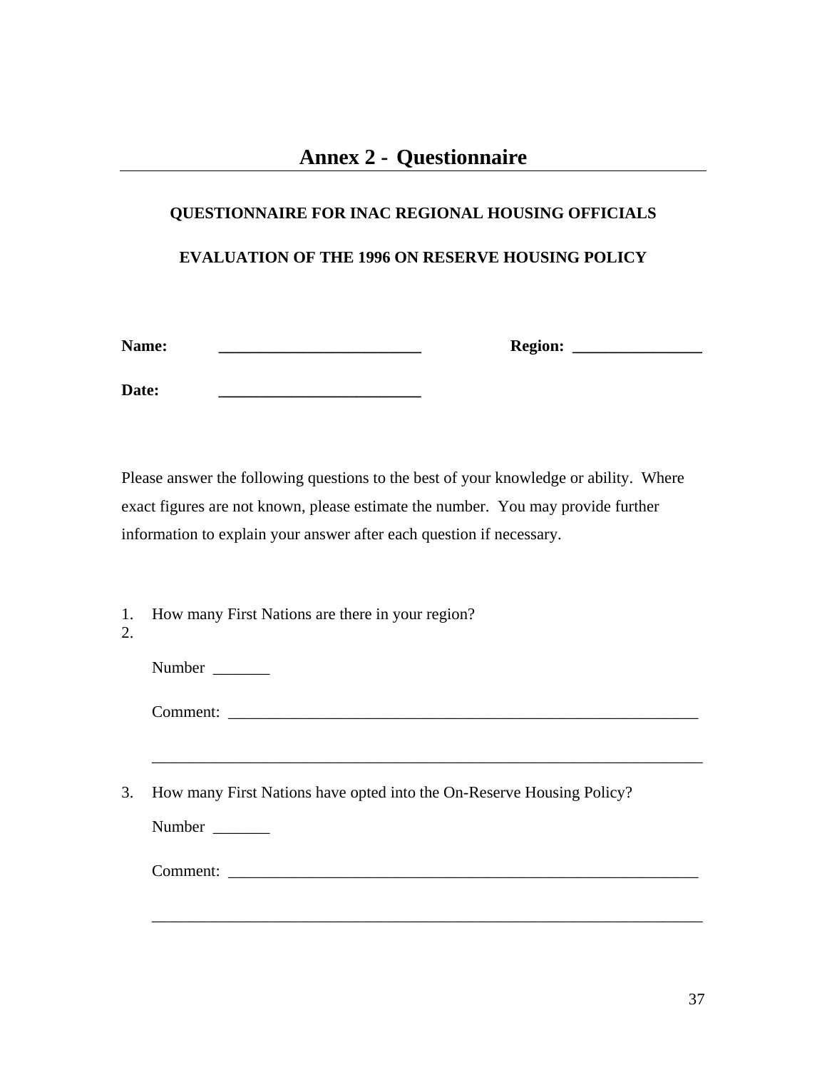# Annex 2 - Questionnaire

**QUESTIONNAIRE FOR INAC REGIONAL HOUSING OFFICIALS**

**EVALUATION OF THE 1996 ON RESERVE HOUSING POLICY**

**Name:** _________________________ **Region:** ________________

**Date:** _________________________

Please answer the following questions to the best of your knowledge or ability. Where exact figures are not known, please estimate the number. You may provide further information to explain your answer after each question if necessary.

1. How many First Nations are there in your region?
2. 

   Number _______

   Comment: ____________________________________________________________

   ______________________________________________________________________

3. How many First Nations have opted into the On-Reserve Housing Policy?

   Number _______

   Comment: ____________________________________________________________

   ______________________________________________________________________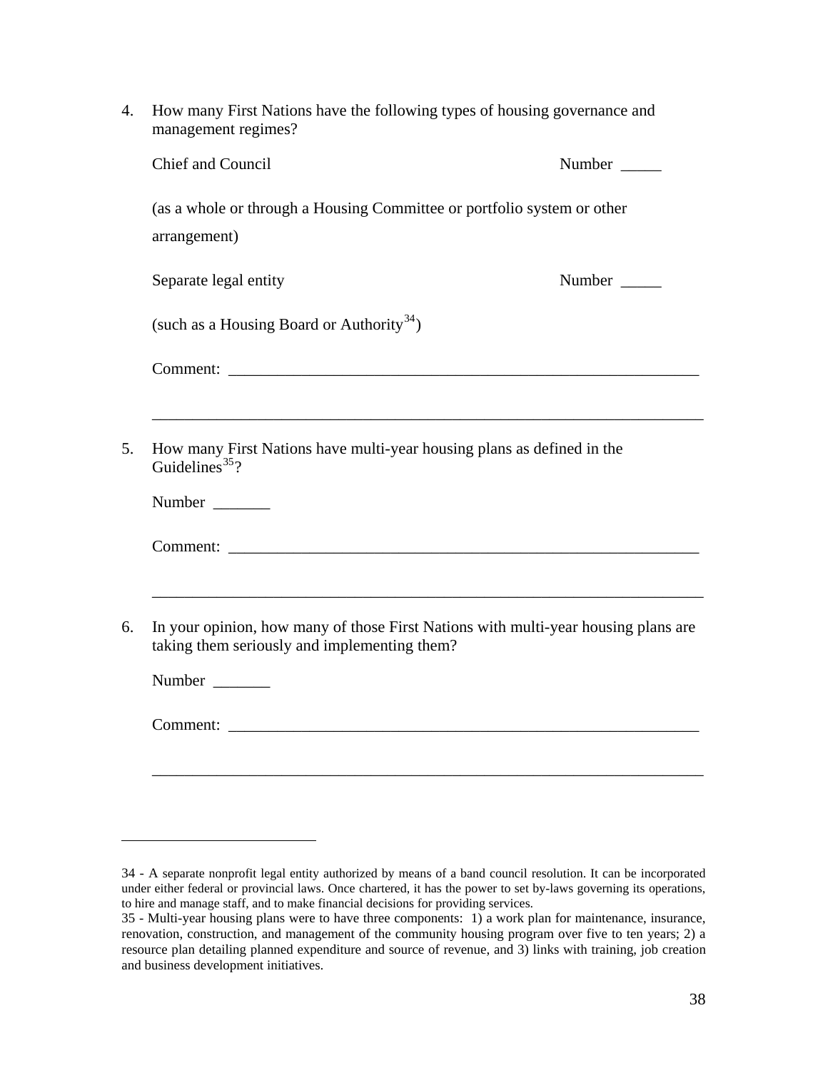4. How many First Nations have the following types of housing governance and management regimes?

   Chief and Council Number _____

   (as a whole or through a Housing Committee or portfolio system or other arrangement)

   Separate legal entity Number _____

   (such as a Housing Board or Authority[34])

   Comment: ____________________________________________________________

   ____________________________________________________________________

5. How many First Nations have multi-year housing plans as defined in the Guidelines[35]?

   Number _______

   Comment: ____________________________________________________________

   ____________________________________________________________________

6. In your opinion, how many of those First Nations with multi-year housing plans are taking them seriously and implementing them?

   Number _______

   Comment: ____________________________________________________________

   ____________________________________________________________________

---

34 - A separate nonprofit legal entity authorized by means of a band council resolution. It can be incorporated under either federal or provincial laws. Once chartered, it has the power to set by-laws governing its operations, to hire and manage staff, and to make financial decisions for providing services.

35 - Multi-year housing plans were to have three components: 1) a work plan for maintenance, insurance, renovation, construction, and management of the community housing program over five to ten years; 2) a resource plan detailing planned expenditure and source of revenue, and 3) links with training, job creation and business development initiatives.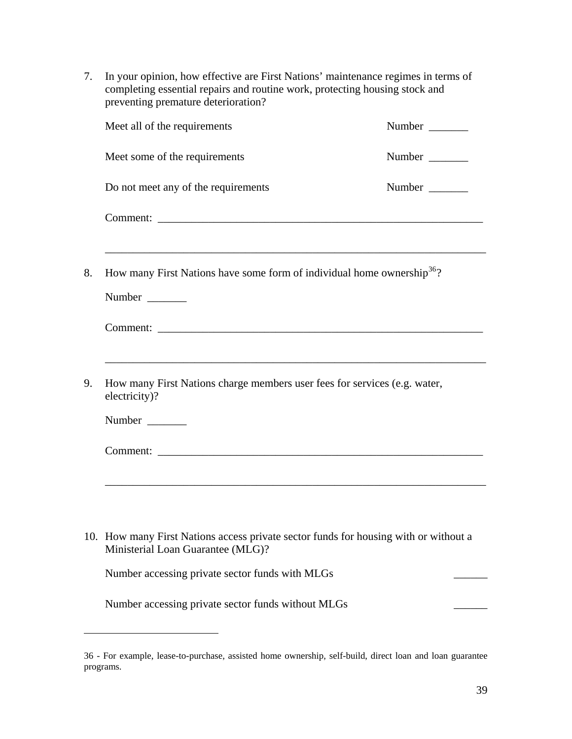7. In your opinion, how effective are First Nations' maintenance regimes in terms of completing essential repairs and routine work, protecting housing stock and preventing premature deterioration?

   Meet all of the requirements  Number _______

   Meet some of the requirements  Number _______

   Do not meet any of the requirements  Number _______

   Comment: _____________________________________________________________

   _____________________________________________________________________

8. How many First Nations have some form of individual home ownership[36]?

   Number _______

   Comment: _____________________________________________________________

   _____________________________________________________________________

9. How many First Nations charge members user fees for services (e.g. water, electricity)?

   Number _______

   Comment: _____________________________________________________________

   _____________________________________________________________________

10. How many First Nations access private sector funds for housing with or without a Ministerial Loan Guarantee (MLG)?

    Number accessing private sector funds with MLGs ______

    Number accessing private sector funds without MLGs ______

---

36 - For example, lease-to-purchase, assisted home ownership, self-build, direct loan and loan guarantee programs.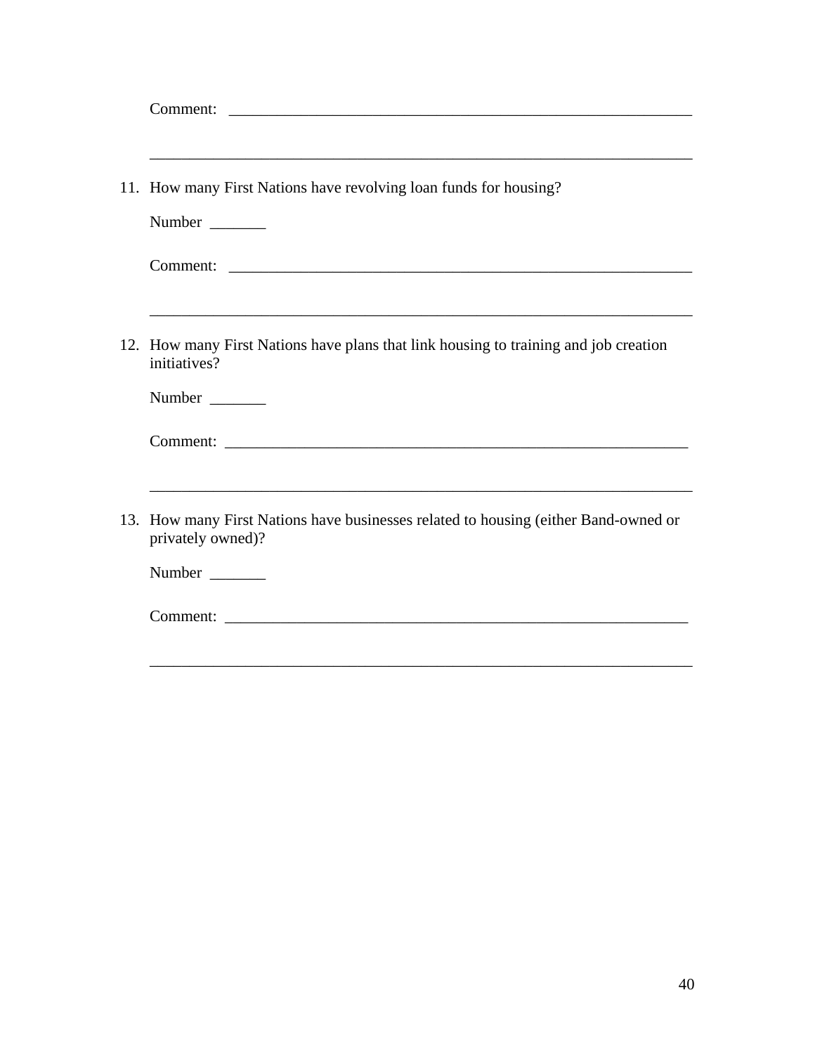Comment: ____________________________________________________________

______________________________________________________________________

11. How many First Nations have revolving loan funds for housing?

    Number _______

    Comment: ____________________________________________________________

    ______________________________________________________________________

12. How many First Nations have plans that link housing to training and job creation initiatives?

    Number _______

    Comment: ____________________________________________________________

    ______________________________________________________________________

13. How many First Nations have businesses related to housing (either Band-owned or privately owned)?

    Number _______

    Comment: ____________________________________________________________

    ______________________________________________________________________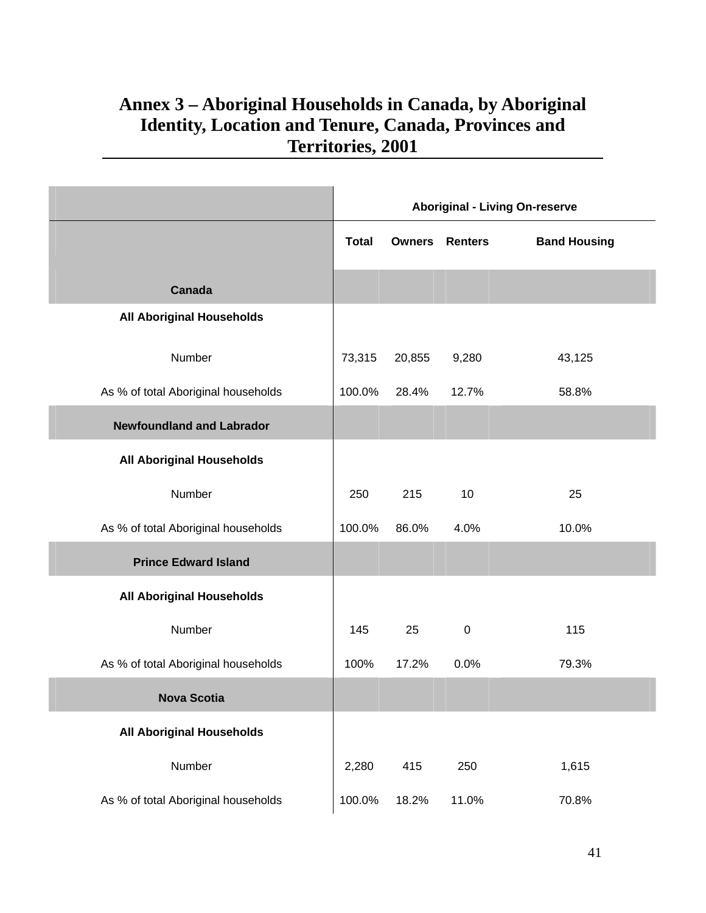# Annex 3 – Aboriginal Households in Canada, by Aboriginal Identity, Location and Tenure, Canada, Provinces and Territories, 2001

| | Aboriginal - Living On-reserve | | | |
|---|---|---|---|---|
| | Total | Owners | Renters | Band Housing |
| **Canada** | | | | |
| **All Aboriginal Households** | | | | |
| Number | 73,315 | 20,855 | 9,280 | 43,125 |
| As % of total Aboriginal households | 100.0% | 28.4% | 12.7% | 58.8% |
| **Newfoundland and Labrador** | | | | |
| **All Aboriginal Households** | | | | |
| Number | 250 | 215 | 10 | 25 |
| As % of total Aboriginal households | 100.0% | 86.0% | 4.0% | 10.0% |
| **Prince Edward Island** | | | | |
| **All Aboriginal Households** | | | | |
| Number | 145 | 25 | 0 | 115 |
| As % of total Aboriginal households | 100% | 17.2% | 0.0% | 79.3% |
| **Nova Scotia** | | | | |
| **All Aboriginal Households** | | | | |
| Number | 2,280 | 415 | 250 | 1,615 |
| As % of total Aboriginal households | 100.0% | 18.2% | 11.0% | 70.8% |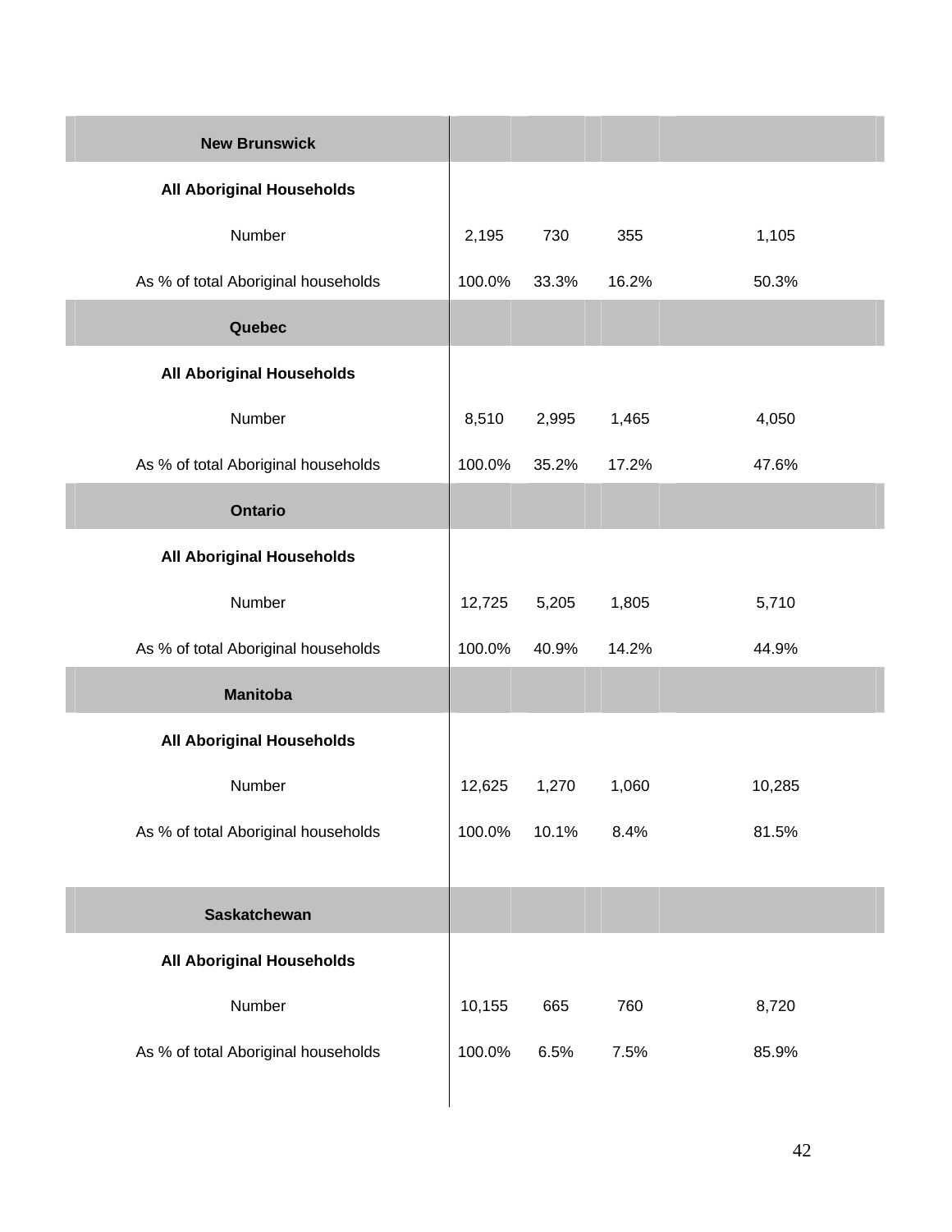| New Brunswick | | | | |
|---|---|---|---|---|
| **All Aboriginal Households** | | | | |
| Number | 2,195 | 730 | 355 | 1,105 |
| As % of total Aboriginal households | 100.0% | 33.3% | 16.2% | 50.3% |
| **Quebec** | | | | |
| **All Aboriginal Households** | | | | |
| Number | 8,510 | 2,995 | 1,465 | 4,050 |
| As % of total Aboriginal households | 100.0% | 35.2% | 17.2% | 47.6% |
| **Ontario** | | | | |
| **All Aboriginal Households** | | | | |
| Number | 12,725 | 5,205 | 1,805 | 5,710 |
| As % of total Aboriginal households | 100.0% | 40.9% | 14.2% | 44.9% |
| **Manitoba** | | | | |
| **All Aboriginal Households** | | | | |
| Number | 12,625 | 1,270 | 1,060 | 10,285 |
| As % of total Aboriginal households | 100.0% | 10.1% | 8.4% | 81.5% |
| **Saskatchewan** | | | | |
| **All Aboriginal Households** | | | | |
| Number | 10,155 | 665 | 760 | 8,720 |
| As % of total Aboriginal households | 100.0% | 6.5% | 7.5% | 85.9% |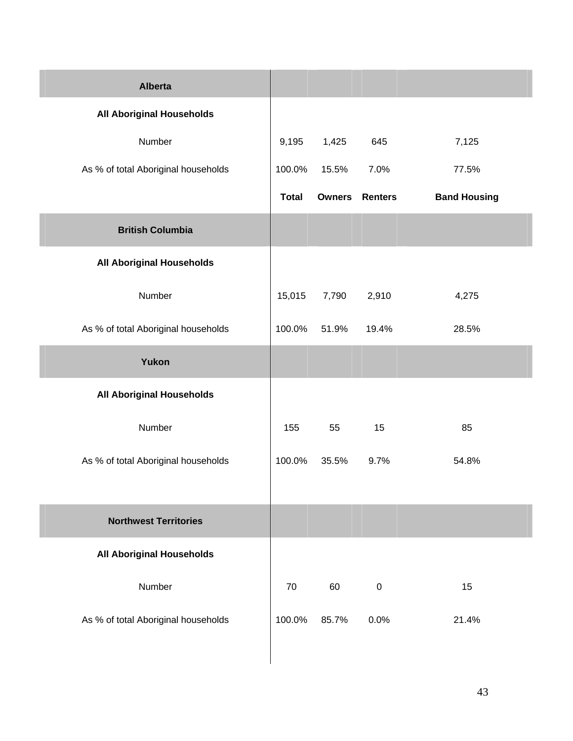| Alberta | | | | |
|---|---|---|---|---|
| **All Aboriginal Households** | | | | |
| Number | 9,195 | 1,425 | 645 | 7,125 |
| As % of total Aboriginal households | 100.0% | 15.5% | 7.0% | 77.5% |
| | **Total** | **Owners** | **Renters** | **Band Housing** |
| **British Columbia** | | | | |
| **All Aboriginal Households** | | | | |
| Number | 15,015 | 7,790 | 2,910 | 4,275 |
| As % of total Aboriginal households | 100.0% | 51.9% | 19.4% | 28.5% |
| **Yukon** | | | | |
| **All Aboriginal Households** | | | | |
| Number | 155 | 55 | 15 | 85 |
| As % of total Aboriginal households | 100.0% | 35.5% | 9.7% | 54.8% |
| **Northwest Territories** | | | | |
| **All Aboriginal Households** | | | | |
| Number | 70 | 60 | 0 | 15 |
| As % of total Aboriginal households | 100.0% | 85.7% | 0.0% | 21.4% |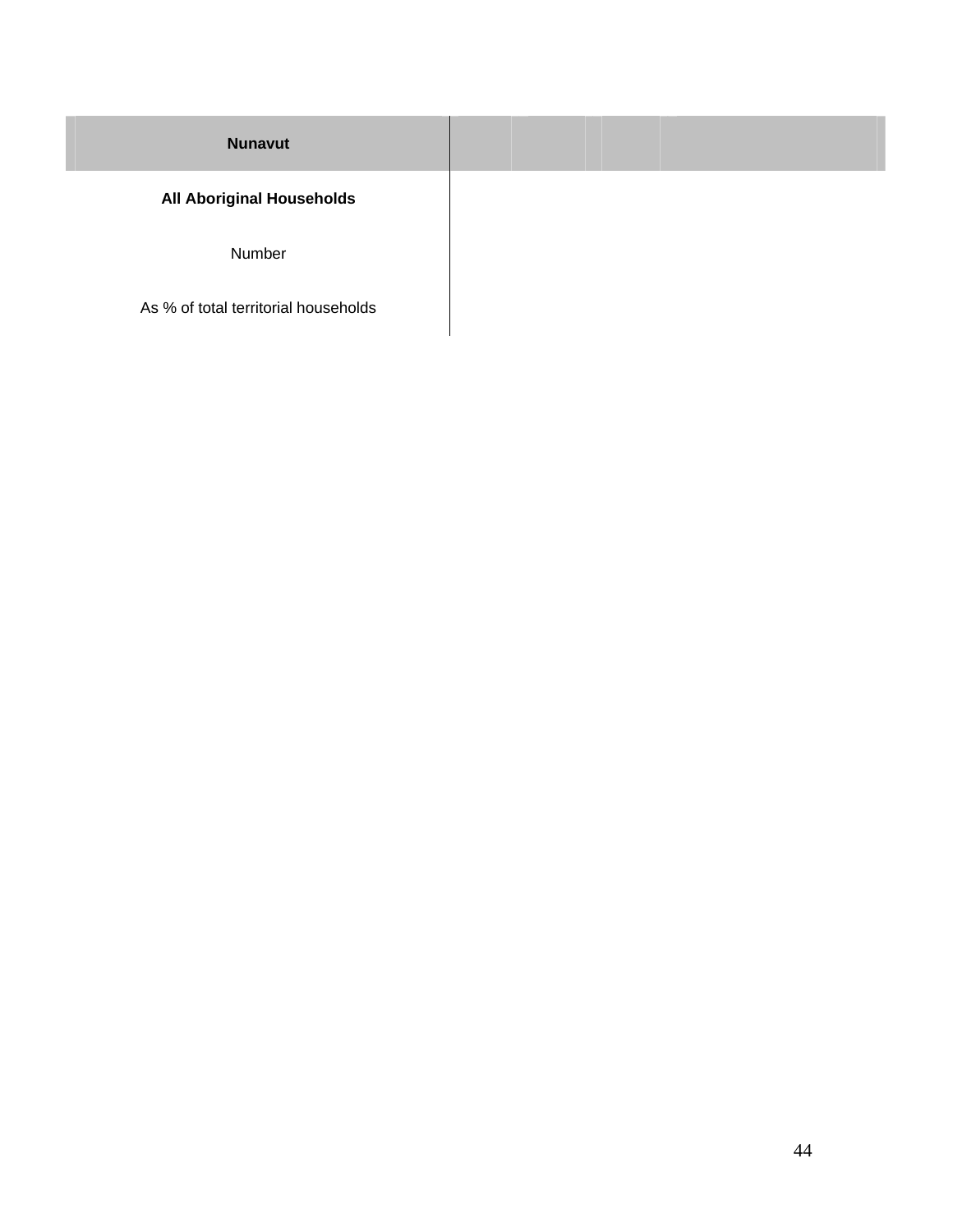| Nunavut | | | | | |
|---|---|---|---|---|---|
| **All Aboriginal Households** | | | | | |
| Number | | | | | |
| As % of total territorial households | | | | | |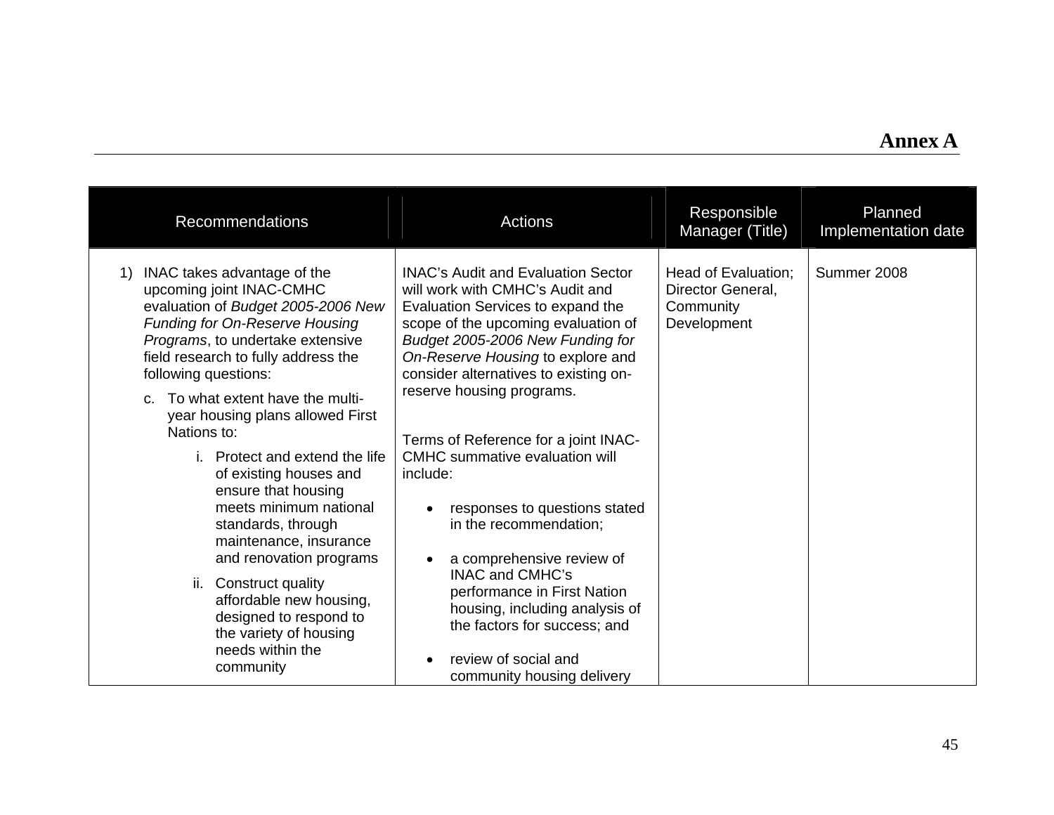# Annex A

| Recommendations | Actions | Responsible Manager (Title) | Planned Implementation date |
|---|---|---|---|
| 1) INAC takes advantage of the upcoming joint INAC-CMHC evaluation of *Budget 2005-2006 New Funding for On-Reserve Housing Programs*, to undertake extensive field research to fully address the following questions:<br><br>c. To what extent have the multi-year housing plans allowed First Nations to:<br><br>i. Protect and extend the life of existing houses and ensure that housing meets minimum national standards, through maintenance, insurance and renovation programs<br><br>ii. Construct quality affordable new housing, designed to respond to the variety of housing needs within the community | INAC's Audit and Evaluation Sector will work with CMHC's Audit and Evaluation Services to expand the scope of the upcoming evaluation of *Budget 2005-2006 New Funding for On-Reserve Housing* to explore and consider alternatives to existing on-reserve housing programs.<br><br>Terms of Reference for a joint INAC-CMHC summative evaluation will include:<br><br>• responses to questions stated in the recommendation;<br><br>• a comprehensive review of INAC and CMHC's performance in First Nation housing, including analysis of the factors for success; and<br><br>• review of social and community housing delivery | Head of Evaluation; Director General, Community Development | Summer 2008 |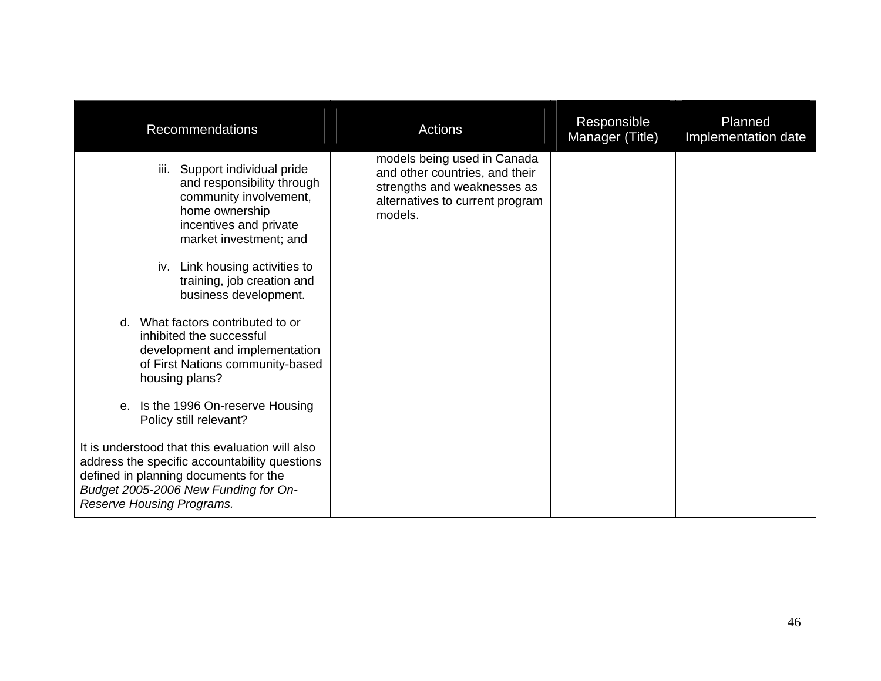| Recommendations | Actions | Responsible Manager (Title) | Planned Implementation date |
|---|---|---|---|
| iii. Support individual pride and responsibility through community involvement, home ownership incentives and private market investment; and<br><br>iv. Link housing activities to training, job creation and business development.<br><br>d. What factors contributed to or inhibited the successful development and implementation of First Nations community-based housing plans?<br><br>e. Is the 1996 On-reserve Housing Policy still relevant?<br><br>It is understood that this evaluation will also address the specific accountability questions defined in planning documents for the *Budget 2005-2006 New Funding for On-Reserve Housing Programs.* | models being used in Canada and other countries, and their strengths and weaknesses as alternatives to current program models. | | |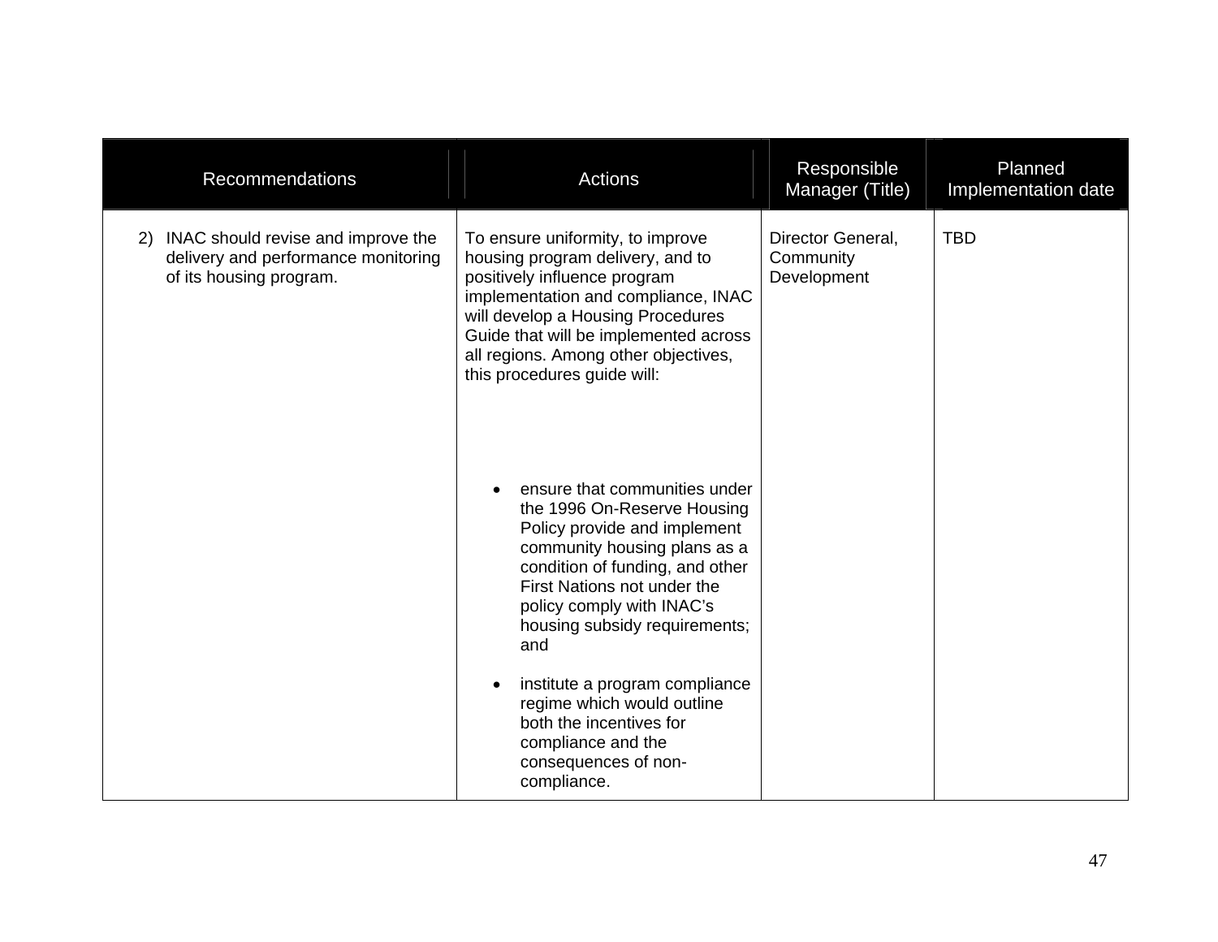| Recommendations | Actions | Responsible Manager (Title) | Planned Implementation date |
|---|---|---|---|
| 2) INAC should revise and improve the delivery and performance monitoring of its housing program. | To ensure uniformity, to improve housing program delivery, and to positively influence program implementation and compliance, INAC will develop a Housing Procedures Guide that will be implemented across all regions. Among other objectives, this procedures guide will:<br><br>• ensure that communities under the 1996 On-Reserve Housing Policy provide and implement community housing plans as a condition of funding, and other First Nations not under the policy comply with INAC's housing subsidy requirements; and<br><br>• institute a program compliance regime which would outline both the incentives for compliance and the consequences of non-compliance. | Director General, Community Development | TBD |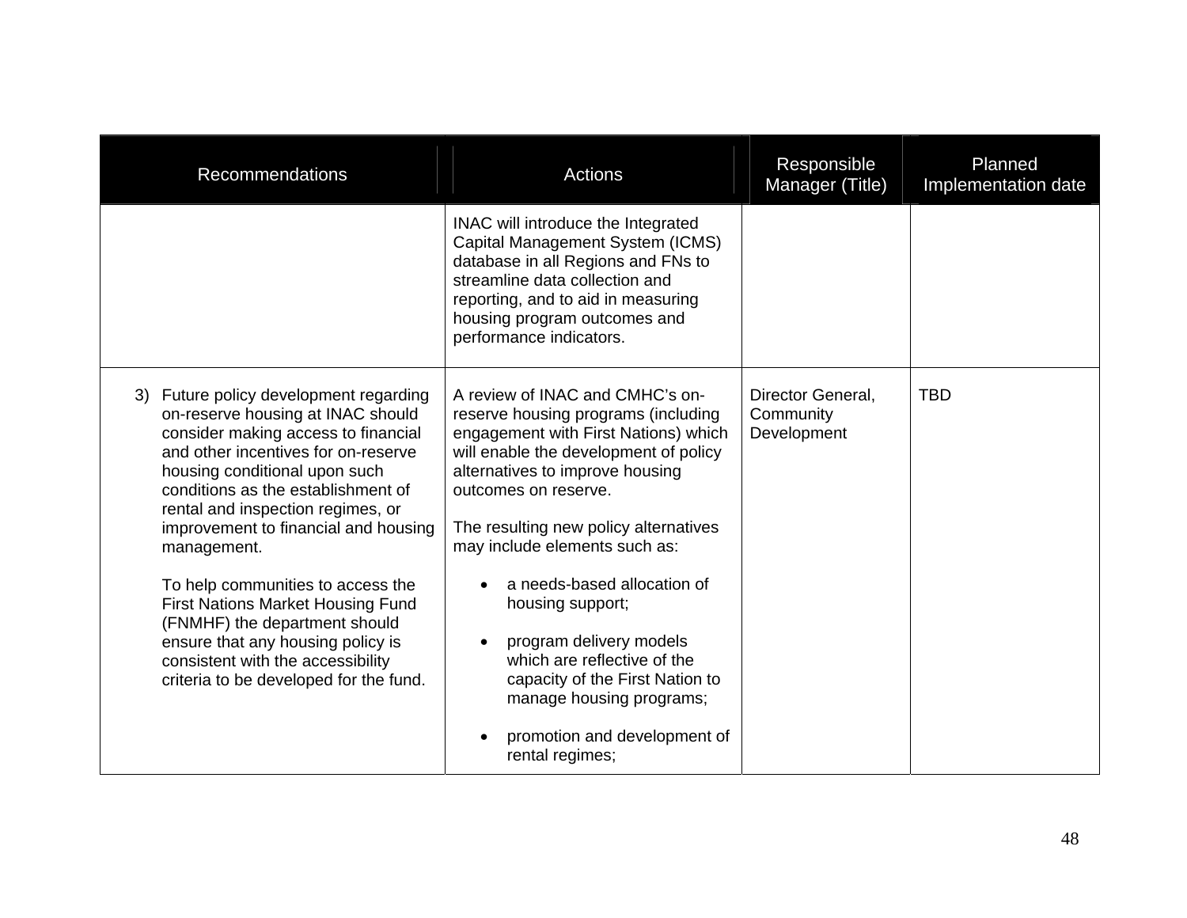| Recommendations | Actions | Responsible Manager (Title) | Planned Implementation date |
|---|---|---|---|
| | INAC will introduce the Integrated Capital Management System (ICMS) database in all Regions and FNs to streamline data collection and reporting, and to aid in measuring housing program outcomes and performance indicators. | | |
| 3) Future policy development regarding on-reserve housing at INAC should consider making access to financial and other incentives for on-reserve housing conditional upon such conditions as the establishment of rental and inspection regimes, or improvement to financial and housing management.<br><br>To help communities to access the First Nations Market Housing Fund (FNMHF) the department should ensure that any housing policy is consistent with the accessibility criteria to be developed for the fund. | A review of INAC and CMHC's on-reserve housing programs (including engagement with First Nations) which will enable the development of policy alternatives to improve housing outcomes on reserve.<br><br>The resulting new policy alternatives may include elements such as:<br><br>• a needs-based allocation of housing support;<br><br>• program delivery models which are reflective of the capacity of the First Nation to manage housing programs;<br><br>• promotion and development of rental regimes; | Director General, Community Development | TBD |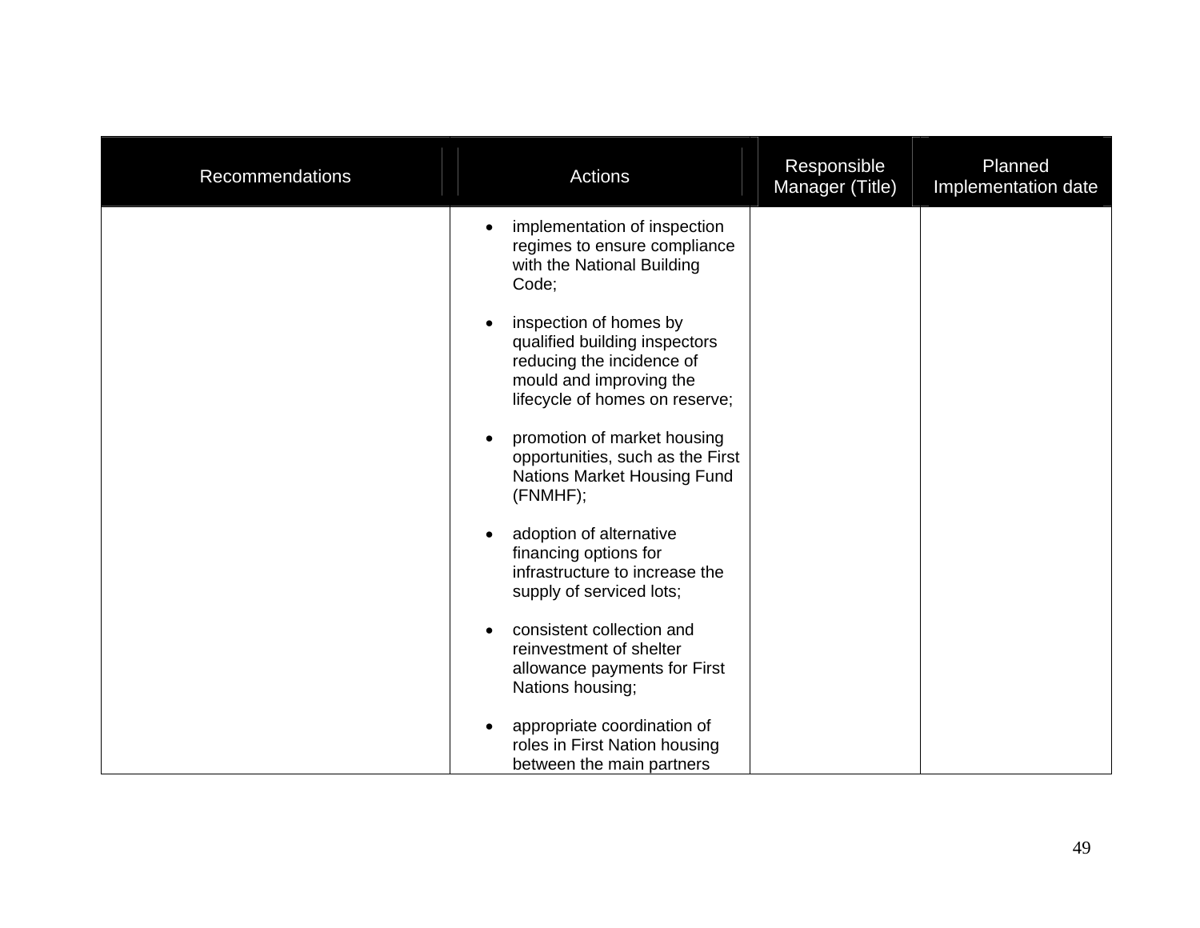| Recommendations | Actions | Responsible Manager (Title) | Planned Implementation date |
|---|---|---|---|
| | • implementation of inspection regimes to ensure compliance with the National Building Code;<br><br>• inspection of homes by qualified building inspectors reducing the incidence of mould and improving the lifecycle of homes on reserve;<br><br>• promotion of market housing opportunities, such as the First Nations Market Housing Fund (FNMHF);<br><br>• adoption of alternative financing options for infrastructure to increase the supply of serviced lots;<br><br>• consistent collection and reinvestment of shelter allowance payments for First Nations housing;<br><br>• appropriate coordination of roles in First Nation housing between the main partners | | |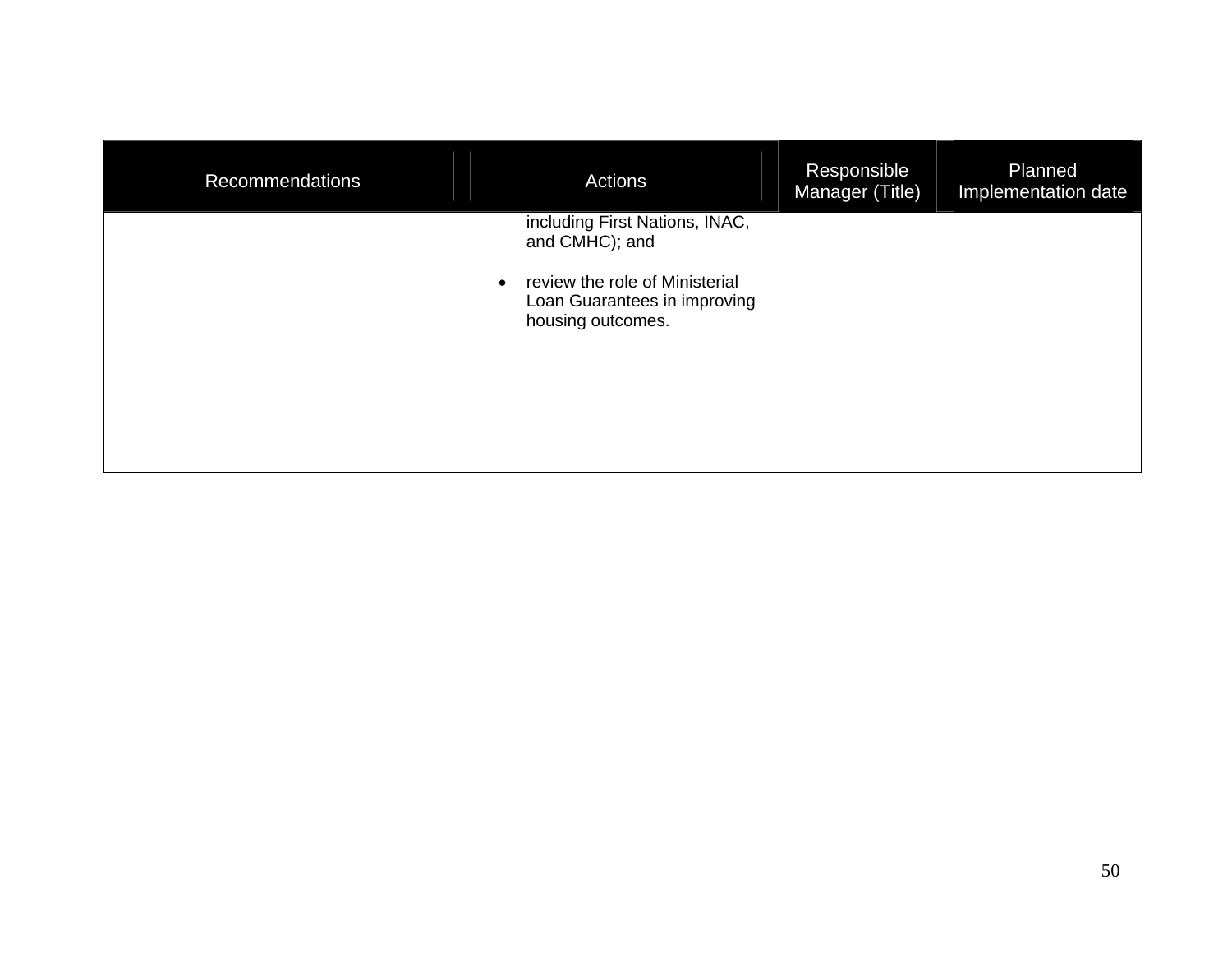| Recommendations | Actions | Responsible Manager (Title) | Planned Implementation date |
|---|---|---|---|
| | including First Nations, INAC, and CMHC); and<br><br>• review the role of Ministerial Loan Guarantees in improving housing outcomes. | | |